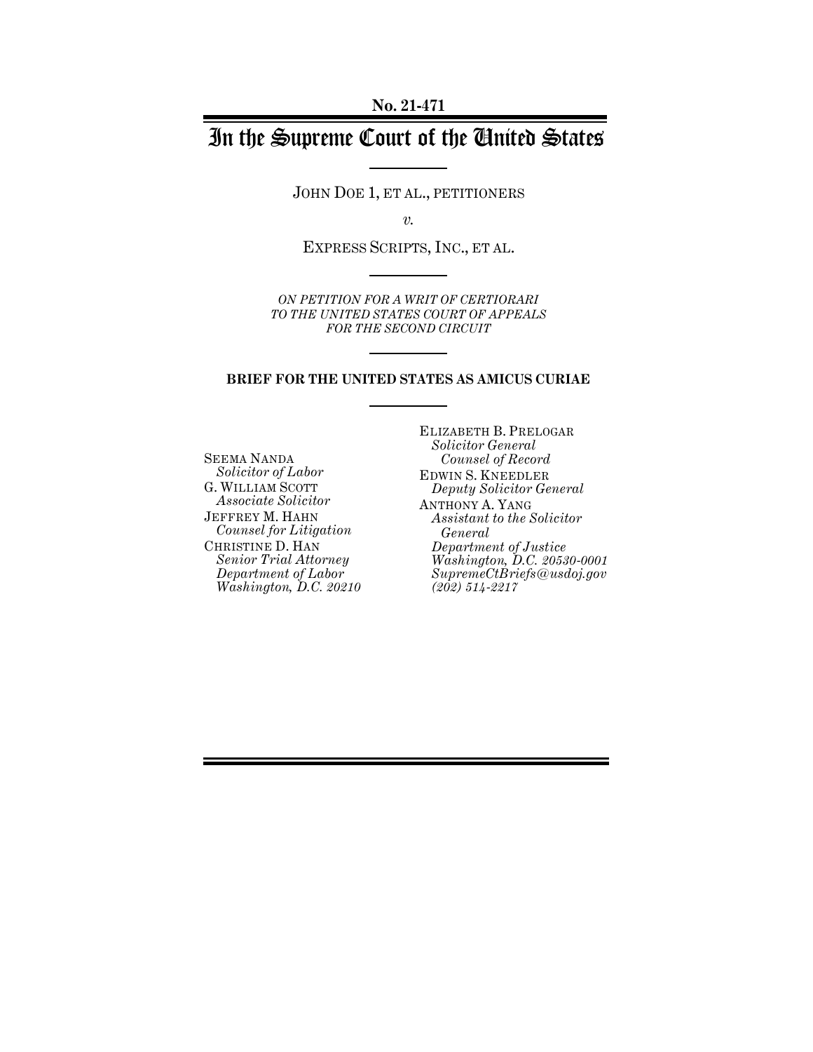**No. 21-471**

# In the Supreme Court of the United States

JOHN DOE 1, ET AL., PETITIONERS

*v.*

EXPRESS SCRIPTS, INC., ET AL.

*ON PETITION FOR A WRIT OF CERTIORARI TO THE UNITED STATES COURT OF APPEALS FOR THE SECOND CIRCUIT*

**BRIEF FOR THE UNITED STATES AS AMICUS CURIAE**

SEEMA NANDA
*Solicitor of Labor*
G. WILLIAM SCOTT
*Associate Solicitor*
JEFFREY M. HAHN
*Counsel for Litigation*
CHRISTINE D. HAN
*Senior Trial Attorney*
*Department of Labor*
*Washington, D.C. 20210*

ELIZABETH B. PRELOGAR
*Solicitor General*
*Counsel of Record*
EDWIN S. KNEEDLER
*Deputy Solicitor General*
ANTHONY A. YANG
*Assistant to the Solicitor General*
*Department of Justice*
*Washington, D.C. 20530-0001*
*SupremeCtBriefs@usdoj.gov*
*(202) 514-2217*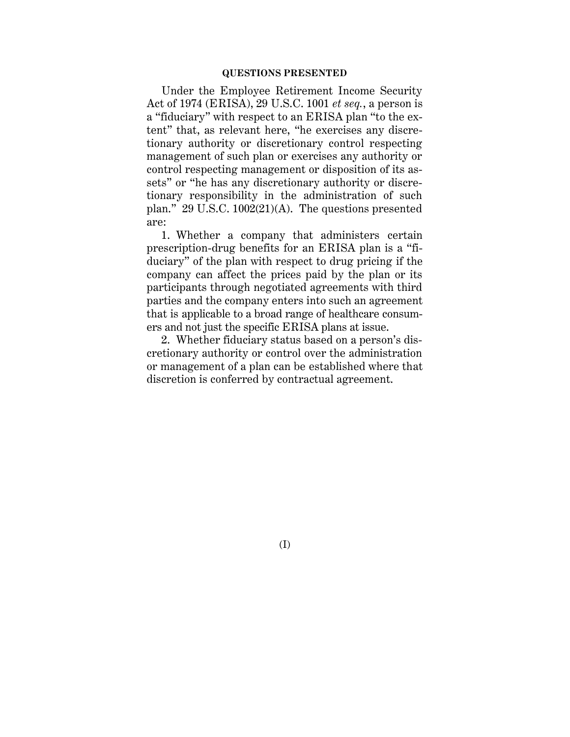## QUESTIONS PRESENTED

Under the Employee Retirement Income Security Act of 1974 (ERISA), 29 U.S.C. 1001 *et seq.*, a person is a "fiduciary" with respect to an ERISA plan "to the extent" that, as relevant here, "he exercises any discretionary authority or discretionary control respecting management of such plan or exercises any authority or control respecting management or disposition of its assets" or "he has any discretionary authority or discretionary responsibility in the administration of such plan." 29 U.S.C. 1002(21)(A). The questions presented are:

1. Whether a company that administers certain prescription-drug benefits for an ERISA plan is a "fiduciary" of the plan with respect to drug pricing if the company can affect the prices paid by the plan or its participants through negotiated agreements with third parties and the company enters into such an agreement that is applicable to a broad range of healthcare consumers and not just the specific ERISA plans at issue.

2. Whether fiduciary status based on a person's discretionary authority or control over the administration or management of a plan can be established where that discretion is conferred by contractual agreement.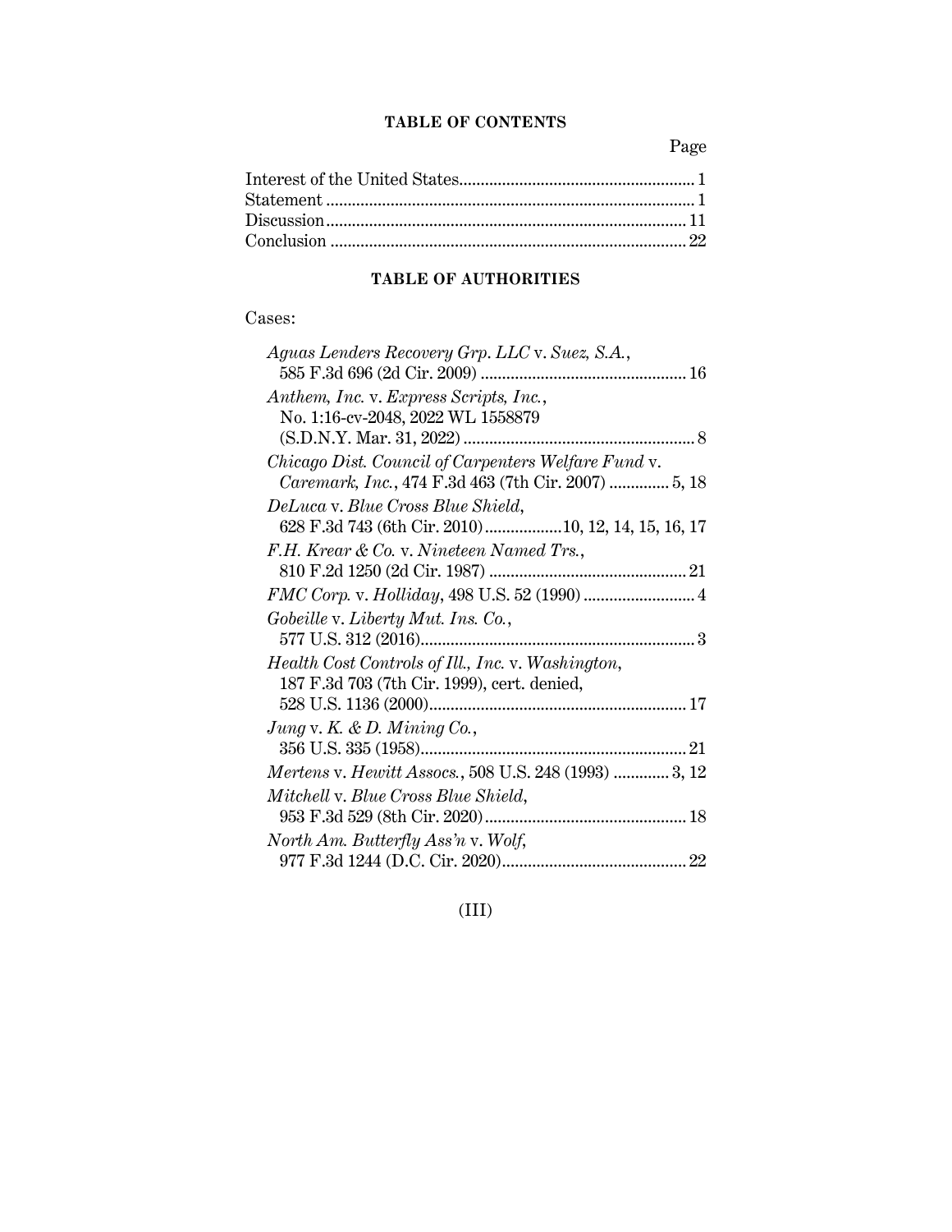## TABLE OF CONTENTS

Page

Interest of the United States ........................................................ 1
Statement ........................................................................................ 1
Discussion ...................................................................................... 11
Conclusion ..................................................................................... 22

## TABLE OF AUTHORITIES

Cases:

*Aguas Lenders Recovery Grp. LLC* v. *Suez, S.A.*, 585 F.3d 696 (2d Cir. 2009) ................................................ 16

*Anthem, Inc.* v. *Express Scripts, Inc.*, No. 1:16-cv-2048, 2022 WL 1558879 (S.D.N.Y. Mar. 31, 2022) ...................................................... 8

*Chicago Dist. Council of Carpenters Welfare Fund* v. *Caremark, Inc.*, 474 F.3d 463 (7th Cir. 2007) .............. 5, 18

*DeLuca* v. *Blue Cross Blue Shield*, 628 F.3d 743 (6th Cir. 2010) .................. 10, 12, 14, 15, 16, 17

*F.H. Krear & Co.* v. *Nineteen Named Trs.*, 810 F.2d 1250 (2d Cir. 1987) .............................................. 21

*FMC Corp.* v. *Holliday*, 498 U.S. 52 (1990) .......................... 4

*Gobeille* v. *Liberty Mut. Ins. Co.*, 577 U.S. 312 (2016) ................................................................ 3

*Health Cost Controls of Ill., Inc.* v. *Washington*, 187 F.3d 703 (7th Cir. 1999), cert. denied, 528 U.S. 1136 (2000) ............................................................ 17

*Jung* v. *K. & D. Mining Co.*, 356 U.S. 335 (1958) .............................................................. 21

*Mertens* v. *Hewitt Assocs.*, 508 U.S. 248 (1993) ............. 3, 12

*Mitchell* v. *Blue Cross Blue Shield*, 953 F.3d 529 (8th Cir. 2020) ............................................... 18

*North Am. Butterfly Ass'n* v. *Wolf*, 977 F.3d 1244 (D.C. Cir. 2020) ........................................... 22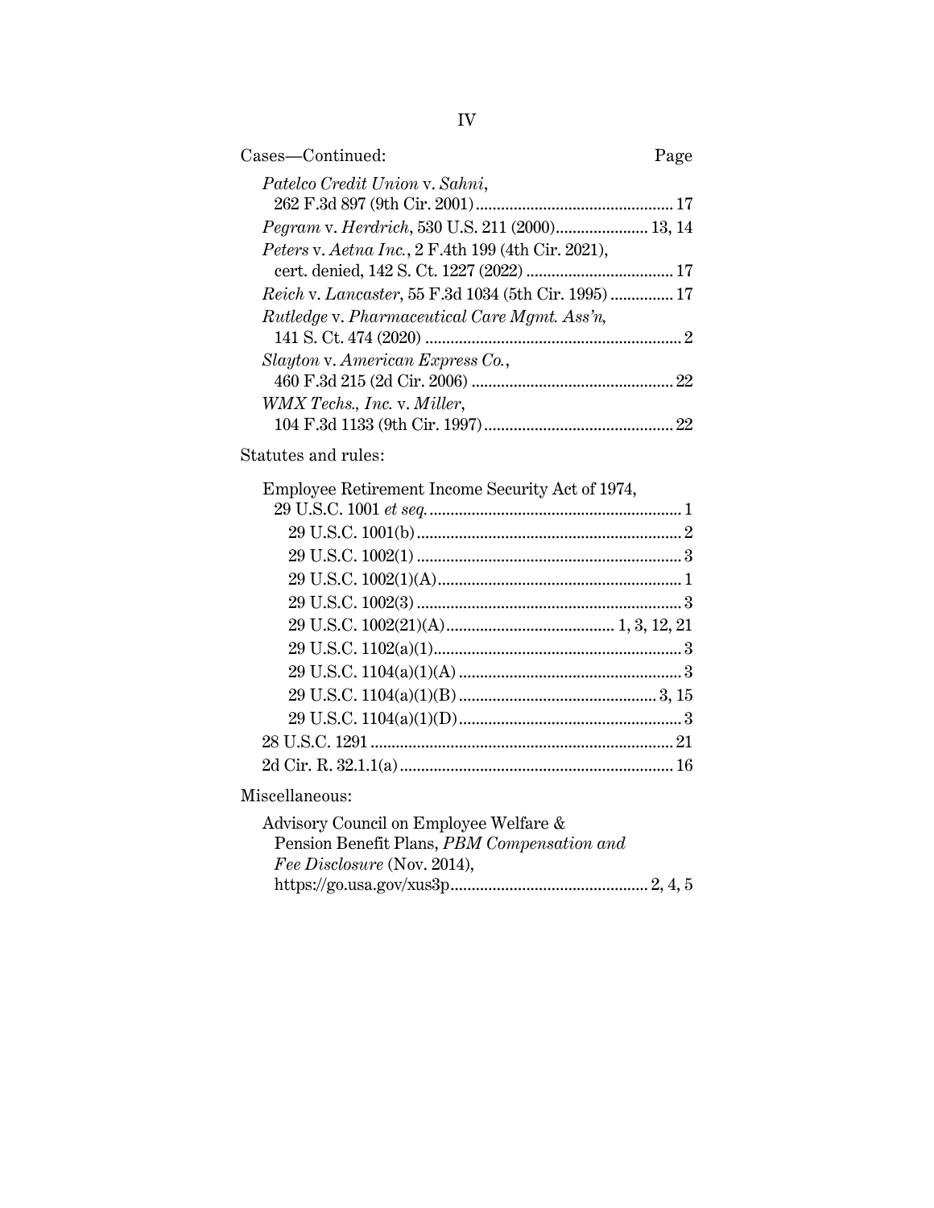Cases—Continued: Page

*Patelco Credit Union* v. *Sahni*, 262 F.3d 897 (9th Cir. 2001) ... 17

*Pegram* v. *Herdrich*, 530 U.S. 211 (2000) ... 13, 14

*Peters* v. *Aetna Inc.*, 2 F.4th 199 (4th Cir. 2021), cert. denied, 142 S. Ct. 1227 (2022) ... 17

*Reich* v. *Lancaster*, 55 F.3d 1034 (5th Cir. 1995) ... 17

*Rutledge* v. *Pharmaceutical Care Mgmt. Ass'n*, 141 S. Ct. 474 (2020) ... 2

*Slayton* v. *American Express Co.*, 460 F.3d 215 (2d Cir. 2006) ... 22

*WMX Techs., Inc.* v. *Miller*, 104 F.3d 1133 (9th Cir. 1997) ... 22

Statutes and rules:

Employee Retirement Income Security Act of 1974, 29 U.S.C. 1001 *et seq.* ... 1

- 29 U.S.C. 1001(b) ... 2
- 29 U.S.C. 1002(1) ... 3
- 29 U.S.C. 1002(1)(A) ... 1
- 29 U.S.C. 1002(3) ... 3
- 29 U.S.C. 1002(21)(A) ... 1, 3, 12, 21
- 29 U.S.C. 1102(a)(1) ... 3
- 29 U.S.C. 1104(a)(1)(A) ... 3
- 29 U.S.C. 1104(a)(1)(B) ... 3, 15
- 29 U.S.C. 1104(a)(1)(D) ... 3

28 U.S.C. 1291 ... 21

2d Cir. R. 32.1.1(a) ... 16

Miscellaneous:

Advisory Council on Employee Welfare & Pension Benefit Plans, *PBM Compensation and Fee Disclosure* (Nov. 2014), https://go.usa.gov/xus3p ... 2, 4, 5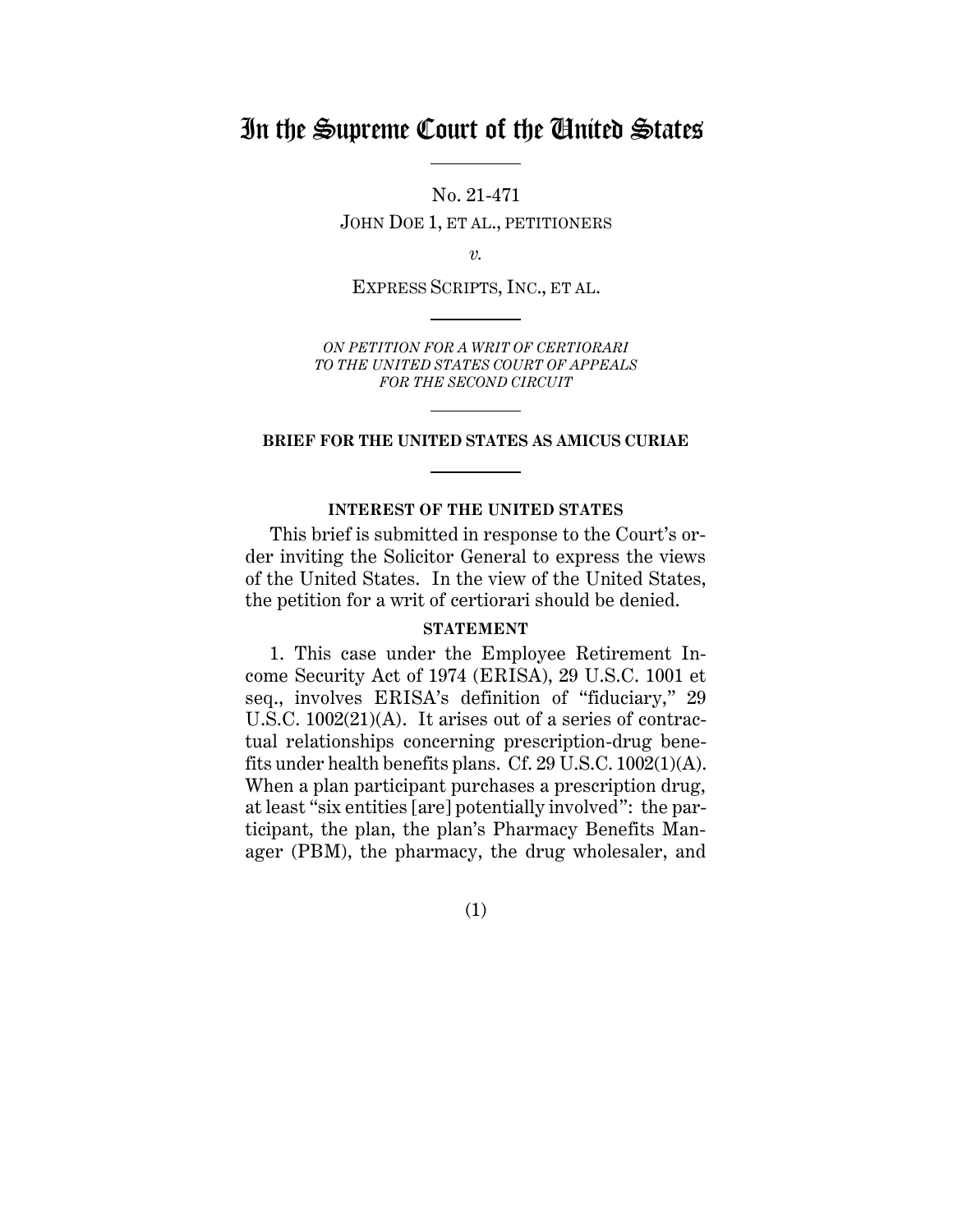# In the Supreme Court of the United States

No. 21-471

JOHN DOE 1, ET AL., PETITIONERS

*v.*

EXPRESS SCRIPTS, INC., ET AL.

*ON PETITION FOR A WRIT OF CERTIORARI TO THE UNITED STATES COURT OF APPEALS FOR THE SECOND CIRCUIT*

**BRIEF FOR THE UNITED STATES AS AMICUS CURIAE**

**INTEREST OF THE UNITED STATES**

This brief is submitted in response to the Court's order inviting the Solicitor General to express the views of the United States. In the view of the United States, the petition for a writ of certiorari should be denied.

**STATEMENT**

1. This case under the Employee Retirement Income Security Act of 1974 (ERISA), 29 U.S.C. 1001 et seq., involves ERISA's definition of "fiduciary," 29 U.S.C. 1002(21)(A). It arises out of a series of contractual relationships concerning prescription-drug benefits under health benefits plans. Cf. 29 U.S.C. 1002(1)(A). When a plan participant purchases a prescription drug, at least "six entities [are] potentially involved": the participant, the plan, the plan's Pharmacy Benefits Manager (PBM), the pharmacy, the drug wholesaler, and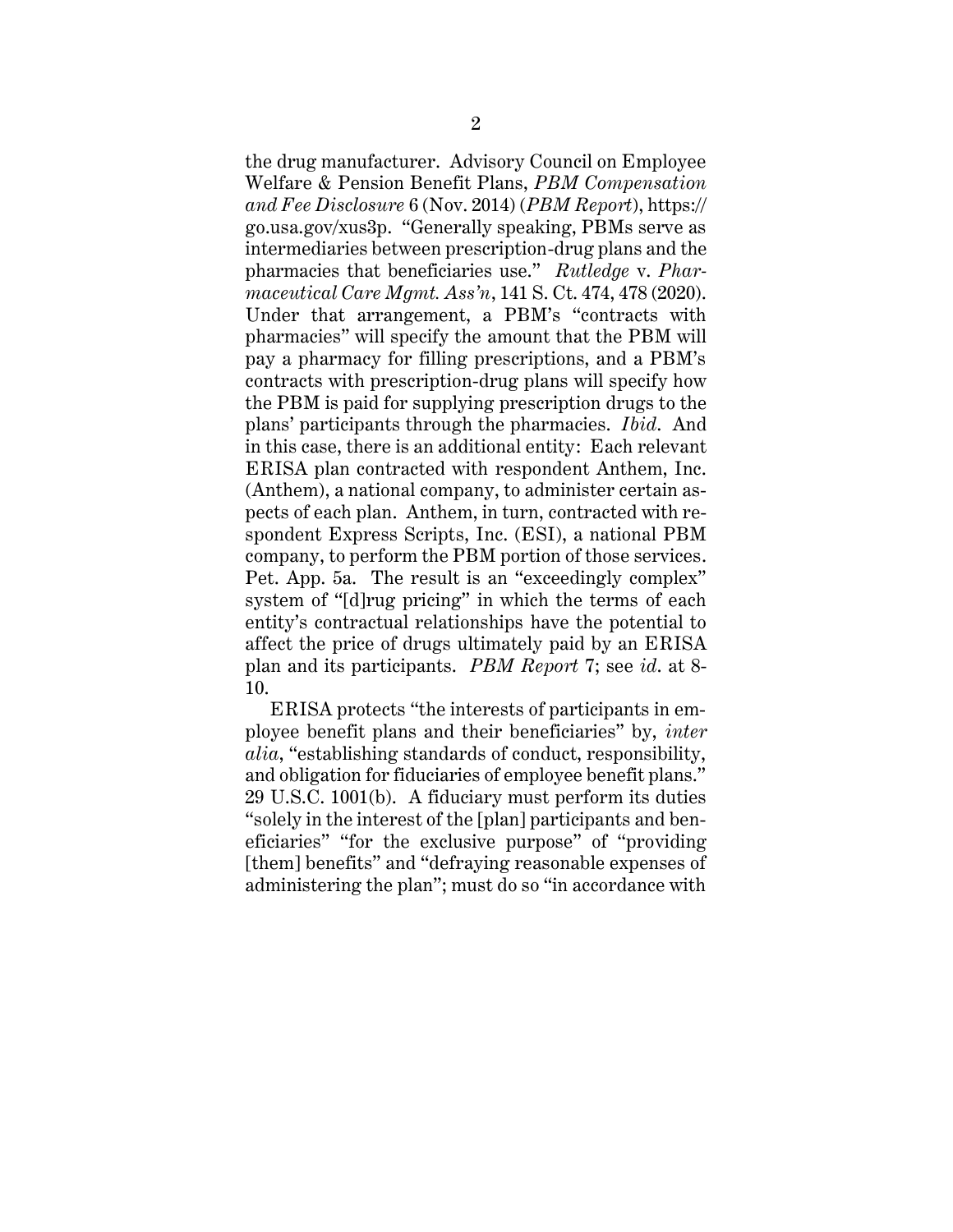the drug manufacturer. Advisory Council on Employee Welfare & Pension Benefit Plans, *PBM Compensation and Fee Disclosure* 6 (Nov. 2014) (*PBM Report*), https://go.usa.gov/xus3p. "Generally speaking, PBMs serve as intermediaries between prescription-drug plans and the pharmacies that beneficiaries use." *Rutledge* v. *Pharmaceutical Care Mgmt. Ass'n*, 141 S. Ct. 474, 478 (2020). Under that arrangement, a PBM's "contracts with pharmacies" will specify the amount that the PBM will pay a pharmacy for filling prescriptions, and a PBM's contracts with prescription-drug plans will specify how the PBM is paid for supplying prescription drugs to the plans' participants through the pharmacies. *Ibid*. And in this case, there is an additional entity: Each relevant ERISA plan contracted with respondent Anthem, Inc. (Anthem), a national company, to administer certain aspects of each plan. Anthem, in turn, contracted with respondent Express Scripts, Inc. (ESI), a national PBM company, to perform the PBM portion of those services. Pet. App. 5a. The result is an "exceedingly complex" system of "[d]rug pricing" in which the terms of each entity's contractual relationships have the potential to affect the price of drugs ultimately paid by an ERISA plan and its participants. *PBM Report* 7; see *id*. at 8-10.

ERISA protects "the interests of participants in employee benefit plans and their beneficiaries" by, *inter alia*, "establishing standards of conduct, responsibility, and obligation for fiduciaries of employee benefit plans." 29 U.S.C. 1001(b). A fiduciary must perform its duties "solely in the interest of the [plan] participants and beneficiaries" "for the exclusive purpose" of "providing [them] benefits" and "defraying reasonable expenses of administering the plan"; must do so "in accordance with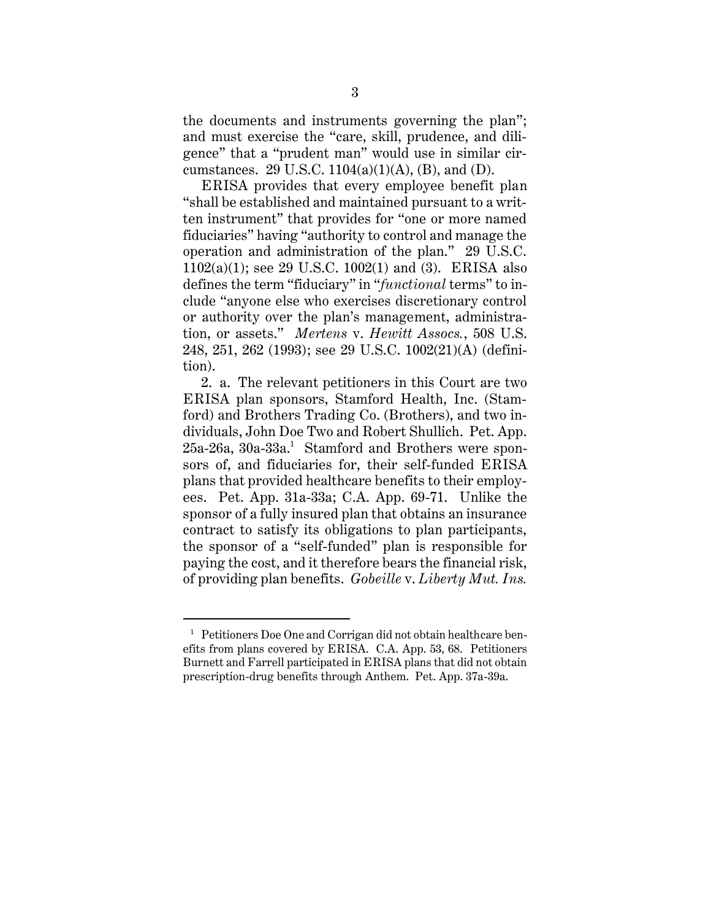the documents and instruments governing the plan"; and must exercise the "care, skill, prudence, and diligence" that a "prudent man" would use in similar circumstances. 29 U.S.C. 1104(a)(1)(A), (B), and (D).

ERISA provides that every employee benefit plan "shall be established and maintained pursuant to a written instrument" that provides for "one or more named fiduciaries" having "authority to control and manage the operation and administration of the plan." 29 U.S.C. 1102(a)(1); see 29 U.S.C. 1002(1) and (3). ERISA also defines the term "fiduciary" in "*functional* terms" to include "anyone else who exercises discretionary control or authority over the plan's management, administration, or assets." *Mertens* v. *Hewitt Assocs.*, 508 U.S. 248, 251, 262 (1993); see 29 U.S.C. 1002(21)(A) (definition).

2. a. The relevant petitioners in this Court are two ERISA plan sponsors, Stamford Health, Inc. (Stamford) and Brothers Trading Co. (Brothers), and two individuals, John Doe Two and Robert Shullich. Pet. App. 25a-26a, 30a-33a.[1] Stamford and Brothers were sponsors of, and fiduciaries for, their self-funded ERISA plans that provided healthcare benefits to their employees. Pet. App. 31a-33a; C.A. App. 69-71. Unlike the sponsor of a fully insured plan that obtains an insurance contract to satisfy its obligations to plan participants, the sponsor of a "self-funded" plan is responsible for paying the cost, and it therefore bears the financial risk, of providing plan benefits. *Gobeille* v. *Liberty Mut. Ins.*

[1] Petitioners Doe One and Corrigan did not obtain healthcare benefits from plans covered by ERISA. C.A. App. 53, 68. Petitioners Burnett and Farrell participated in ERISA plans that did not obtain prescription-drug benefits through Anthem. Pet. App. 37a-39a.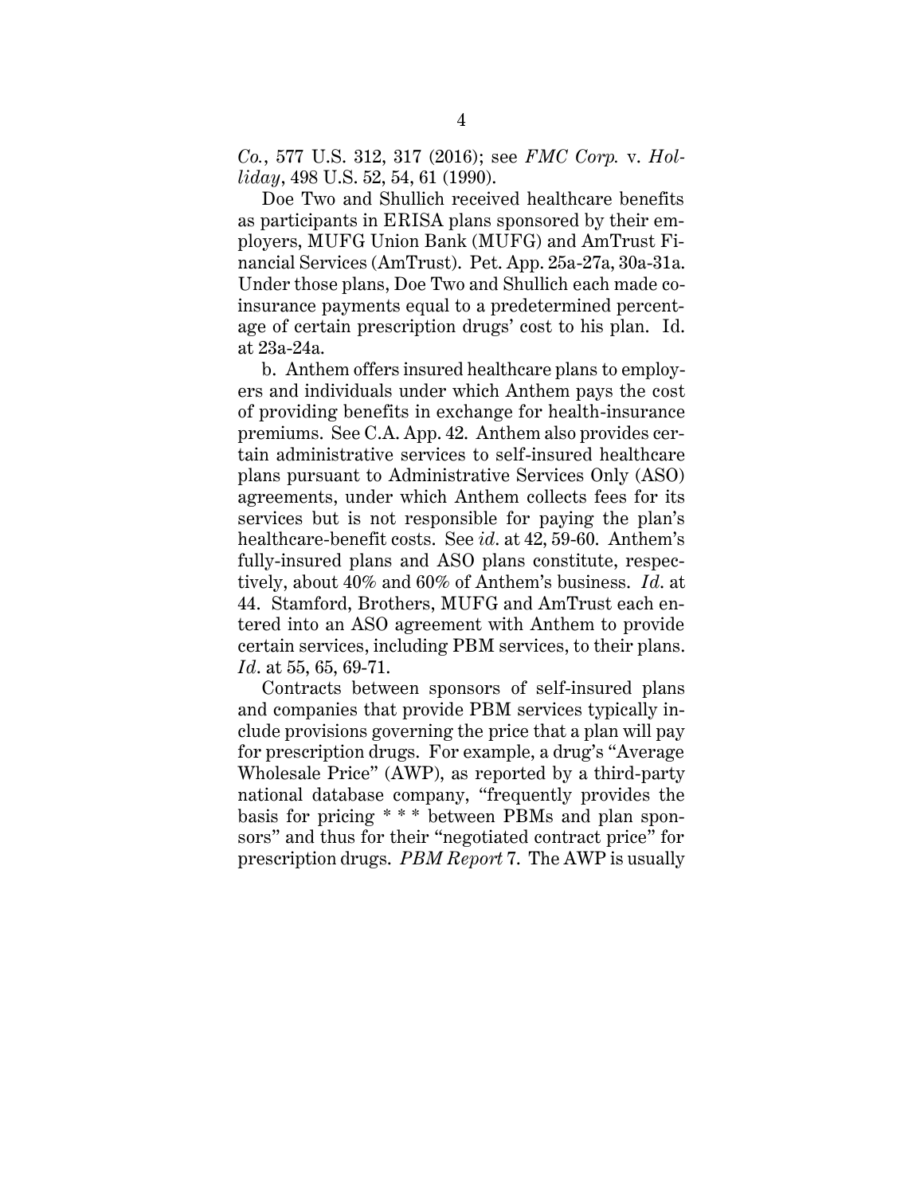*Co.*, 577 U.S. 312, 317 (2016); see *FMC Corp.* v. *Holliday*, 498 U.S. 52, 54, 61 (1990).

Doe Two and Shullich received healthcare benefits as participants in ERISA plans sponsored by their employers, MUFG Union Bank (MUFG) and AmTrust Financial Services (AmTrust). Pet. App. 25a-27a, 30a-31a. Under those plans, Doe Two and Shullich each made coinsurance payments equal to a predetermined percentage of certain prescription drugs' cost to his plan. Id. at 23a-24a.

b. Anthem offers insured healthcare plans to employers and individuals under which Anthem pays the cost of providing benefits in exchange for health-insurance premiums. See C.A. App. 42. Anthem also provides certain administrative services to self-insured healthcare plans pursuant to Administrative Services Only (ASO) agreements, under which Anthem collects fees for its services but is not responsible for paying the plan's healthcare-benefit costs. See *id.* at 42, 59-60. Anthem's fully-insured plans and ASO plans constitute, respectively, about 40% and 60% of Anthem's business. *Id.* at 44. Stamford, Brothers, MUFG and AmTrust each entered into an ASO agreement with Anthem to provide certain services, including PBM services, to their plans. *Id.* at 55, 65, 69-71.

Contracts between sponsors of self-insured plans and companies that provide PBM services typically include provisions governing the price that a plan will pay for prescription drugs. For example, a drug's "Average Wholesale Price" (AWP), as reported by a third-party national database company, "frequently provides the basis for pricing * * * between PBMs and plan sponsors" and thus for their "negotiated contract price" for prescription drugs. *PBM Report* 7. The AWP is usually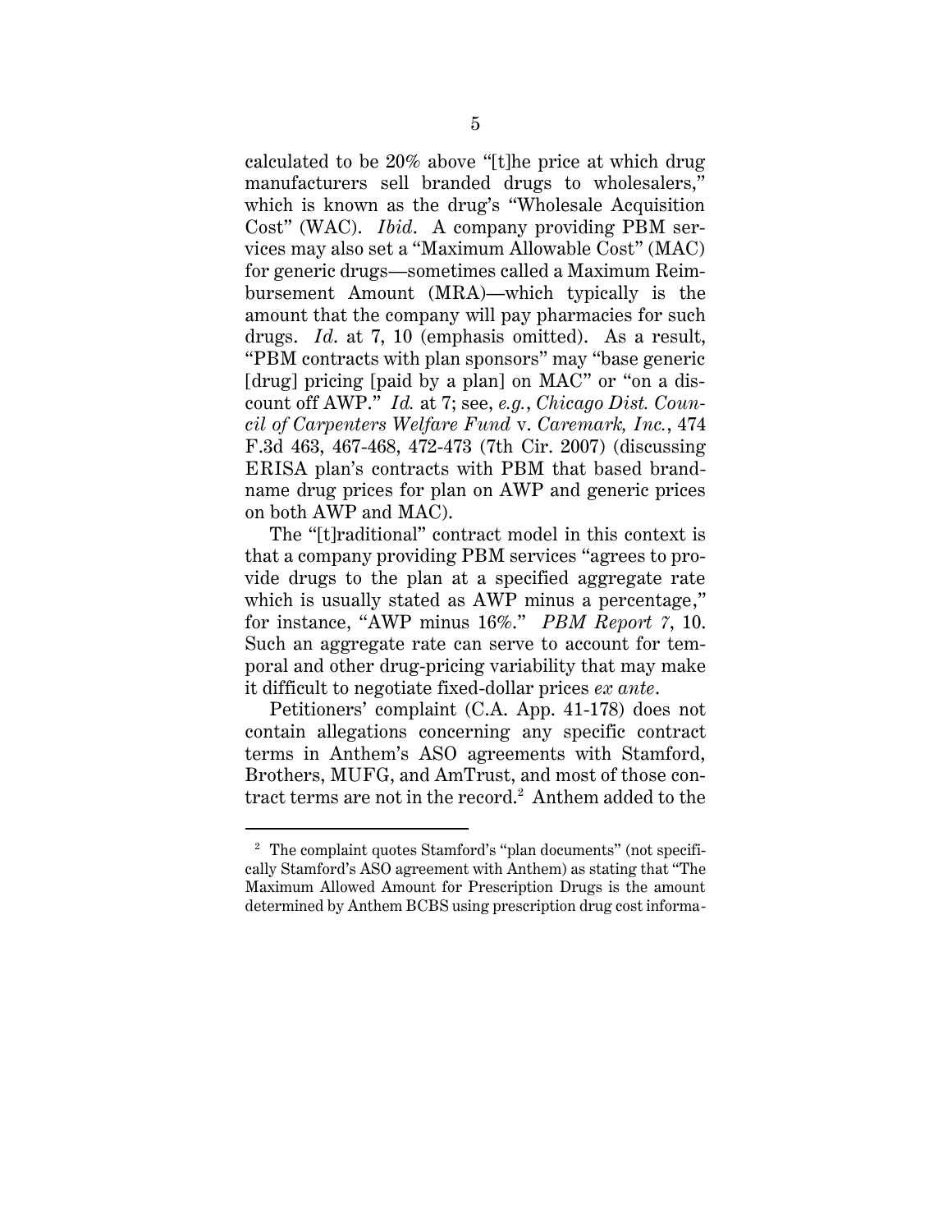calculated to be 20% above "[t]he price at which drug manufacturers sell branded drugs to wholesalers," which is known as the drug's "Wholesale Acquisition Cost" (WAC). *Ibid*. A company providing PBM services may also set a "Maximum Allowable Cost" (MAC) for generic drugs—sometimes called a Maximum Reimbursement Amount (MRA)—which typically is the amount that the company will pay pharmacies for such drugs. *Id*. at 7, 10 (emphasis omitted). As a result, "PBM contracts with plan sponsors" may "base generic [drug] pricing [paid by a plan] on MAC" or "on a discount off AWP." *Id.* at 7; see, *e.g.*, *Chicago Dist. Council of Carpenters Welfare Fund* v. *Caremark, Inc.*, 474 F.3d 463, 467-468, 472-473 (7th Cir. 2007) (discussing ERISA plan's contracts with PBM that based brand-name drug prices for plan on AWP and generic prices on both AWP and MAC).

The "[t]raditional" contract model in this context is that a company providing PBM services "agrees to provide drugs to the plan at a specified aggregate rate which is usually stated as AWP minus a percentage," for instance, "AWP minus 16%." *PBM Report 7*, 10. Such an aggregate rate can serve to account for temporal and other drug-pricing variability that may make it difficult to negotiate fixed-dollar prices *ex ante*.

Petitioners' complaint (C.A. App. 41-178) does not contain allegations concerning any specific contract terms in Anthem's ASO agreements with Stamford, Brothers, MUFG, and AmTrust, and most of those contract terms are not in the record.[2] Anthem added to the

[2] The complaint quotes Stamford's "plan documents" (not specifically Stamford's ASO agreement with Anthem) as stating that "The Maximum Allowed Amount for Prescription Drugs is the amount determined by Anthem BCBS using prescription drug cost informa-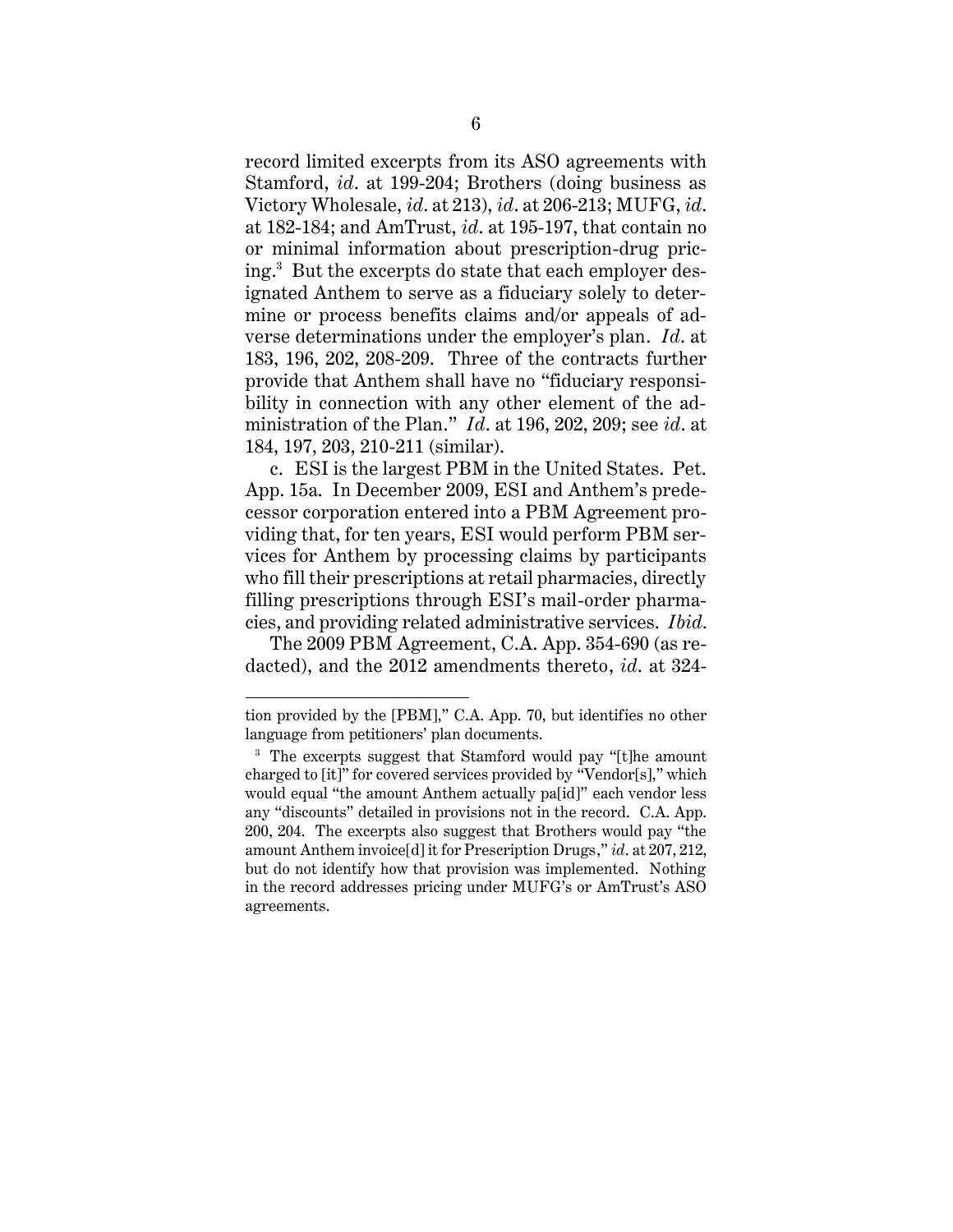record limited excerpts from its ASO agreements with Stamford, *id*. at 199-204; Brothers (doing business as Victory Wholesale, *id*. at 213), *id*. at 206-213; MUFG, *id*. at 182-184; and AmTrust, *id*. at 195-197, that contain no or minimal information about prescription-drug pricing.[3] But the excerpts do state that each employer designated Anthem to serve as a fiduciary solely to determine or process benefits claims and/or appeals of adverse determinations under the employer's plan. *Id*. at 183, 196, 202, 208-209. Three of the contracts further provide that Anthem shall have no "fiduciary responsibility in connection with any other element of the administration of the Plan." *Id*. at 196, 202, 209; see *id*. at 184, 197, 203, 210-211 (similar).

c. ESI is the largest PBM in the United States. Pet. App. 15a. In December 2009, ESI and Anthem's predecessor corporation entered into a PBM Agreement providing that, for ten years, ESI would perform PBM services for Anthem by processing claims by participants who fill their prescriptions at retail pharmacies, directly filling prescriptions through ESI's mail-order pharmacies, and providing related administrative services. *Ibid*.

The 2009 PBM Agreement, C.A. App. 354-690 (as redacted), and the 2012 amendments thereto, *id*. at 324-

---

tion provided by the [PBM]," C.A. App. 70, but identifies no other language from petitioners' plan documents.

[3] The excerpts suggest that Stamford would pay "[t]he amount charged to [it]" for covered services provided by "Vendor[s]," which would equal "the amount Anthem actually pa[id]" each vendor less any "discounts" detailed in provisions not in the record. C.A. App. 200, 204. The excerpts also suggest that Brothers would pay "the amount Anthem invoice[d] it for Prescription Drugs," *id*. at 207, 212, but do not identify how that provision was implemented. Nothing in the record addresses pricing under MUFG's or AmTrust's ASO agreements.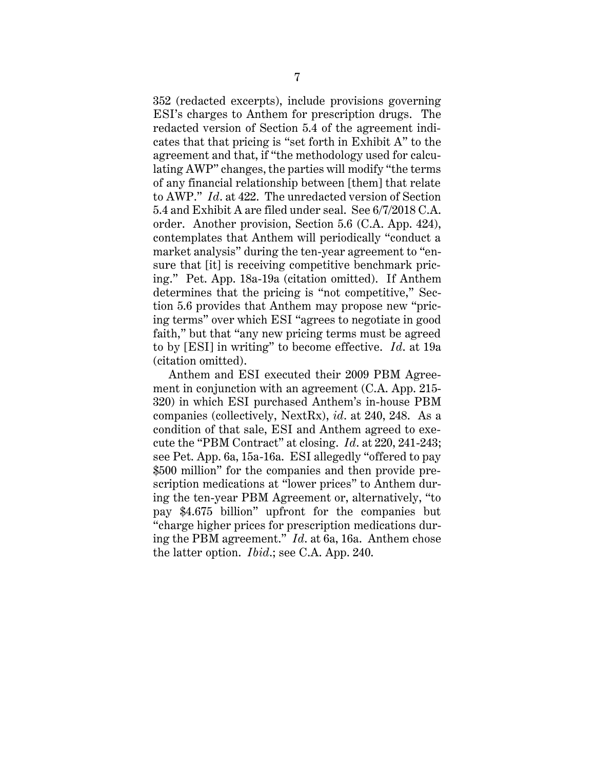352 (redacted excerpts), include provisions governing ESI's charges to Anthem for prescription drugs. The redacted version of Section 5.4 of the agreement indicates that that pricing is "set forth in Exhibit A" to the agreement and that, if "the methodology used for calculating AWP" changes, the parties will modify "the terms of any financial relationship between [them] that relate to AWP." *Id.* at 422. The unredacted version of Section 5.4 and Exhibit A are filed under seal. See 6/7/2018 C.A. order. Another provision, Section 5.6 (C.A. App. 424), contemplates that Anthem will periodically "conduct a market analysis" during the ten-year agreement to "ensure that [it] is receiving competitive benchmark pricing." Pet. App. 18a-19a (citation omitted). If Anthem determines that the pricing is "not competitive," Section 5.6 provides that Anthem may propose new "pricing terms" over which ESI "agrees to negotiate in good faith," but that "any new pricing terms must be agreed to by [ESI] in writing" to become effective. *Id.* at 19a (citation omitted).

Anthem and ESI executed their 2009 PBM Agreement in conjunction with an agreement (C.A. App. 215-320) in which ESI purchased Anthem's in-house PBM companies (collectively, NextRx), *id.* at 240, 248. As a condition of that sale, ESI and Anthem agreed to execute the "PBM Contract" at closing. *Id.* at 220, 241-243; see Pet. App. 6a, 15a-16a. ESI allegedly "offered to pay \$500 million" for the companies and then provide prescription medications at "lower prices" to Anthem during the ten-year PBM Agreement or, alternatively, "to pay \$4.675 billion" upfront for the companies but "charge higher prices for prescription medications during the PBM agreement." *Id.* at 6a, 16a. Anthem chose the latter option. *Ibid.*; see C.A. App. 240.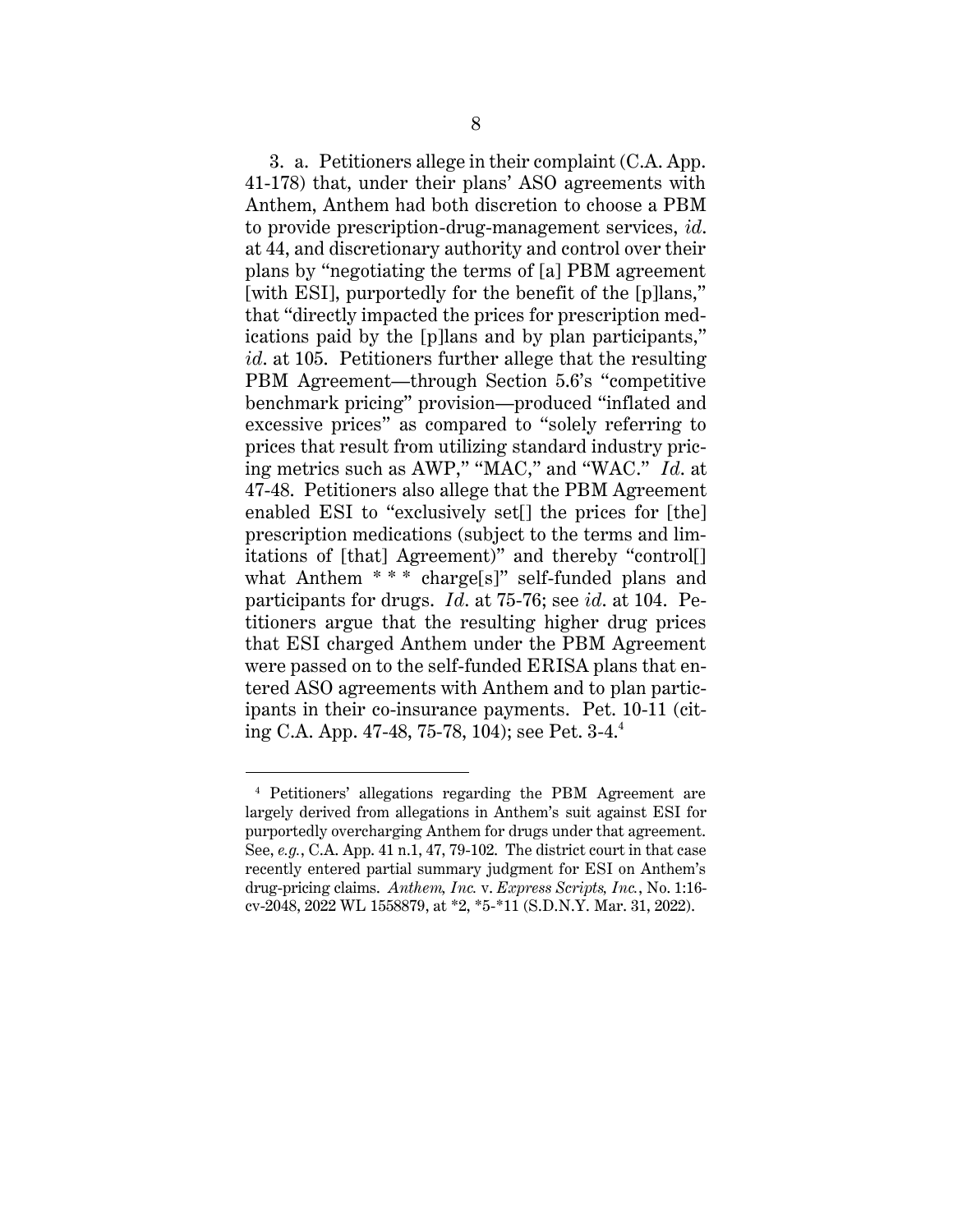3. a. Petitioners allege in their complaint (C.A. App. 41-178) that, under their plans' ASO agreements with Anthem, Anthem had both discretion to choose a PBM to provide prescription-drug-management services, *id*. at 44, and discretionary authority and control over their plans by "negotiating the terms of [a] PBM agreement [with ESI], purportedly for the benefit of the [p]lans," that "directly impacted the prices for prescription medications paid by the [p]lans and by plan participants," *id*. at 105. Petitioners further allege that the resulting PBM Agreement—through Section 5.6's "competitive benchmark pricing" provision—produced "inflated and excessive prices" as compared to "solely referring to prices that result from utilizing standard industry pricing metrics such as AWP," "MAC," and "WAC." *Id*. at 47-48. Petitioners also allege that the PBM Agreement enabled ESI to "exclusively set[] the prices for [the] prescription medications (subject to the terms and limitations of [that] Agreement)" and thereby "control[] what Anthem * * * charge[s]" self-funded plans and participants for drugs. *Id*. at 75-76; see *id*. at 104. Petitioners argue that the resulting higher drug prices that ESI charged Anthem under the PBM Agreement were passed on to the self-funded ERISA plans that entered ASO agreements with Anthem and to plan participants in their co-insurance payments. Pet. 10-11 (citing C.A. App. 47-48, 75-78, 104); see Pet. 3-4.[4]

[4] Petitioners' allegations regarding the PBM Agreement are largely derived from allegations in Anthem's suit against ESI for purportedly overcharging Anthem for drugs under that agreement. See, *e.g.*, C.A. App. 41 n.1, 47, 79-102. The district court in that case recently entered partial summary judgment for ESI on Anthem's drug-pricing claims. *Anthem, Inc.* v. *Express Scripts, Inc.*, No. 1:16-cv-2048, 2022 WL 1558879, at *2, *5-*11 (S.D.N.Y. Mar. 31, 2022).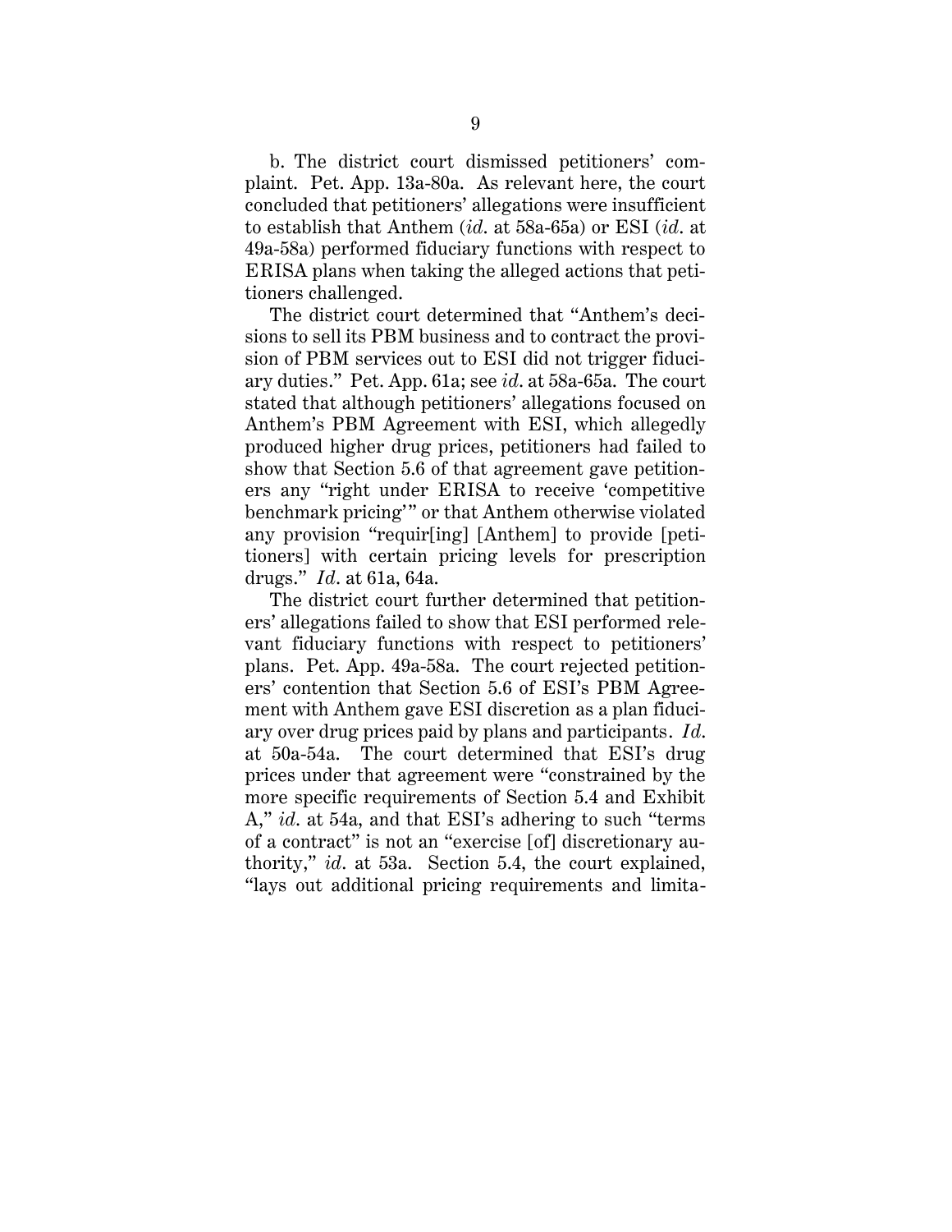b. The district court dismissed petitioners' complaint. Pet. App. 13a-80a. As relevant here, the court concluded that petitioners' allegations were insufficient to establish that Anthem (*id*. at 58a-65a) or ESI (*id*. at 49a-58a) performed fiduciary functions with respect to ERISA plans when taking the alleged actions that petitioners challenged.

The district court determined that "Anthem's decisions to sell its PBM business and to contract the provision of PBM services out to ESI did not trigger fiduciary duties." Pet. App. 61a; see *id*. at 58a-65a. The court stated that although petitioners' allegations focused on Anthem's PBM Agreement with ESI, which allegedly produced higher drug prices, petitioners had failed to show that Section 5.6 of that agreement gave petitioners any "right under ERISA to receive 'competitive benchmark pricing'" or that Anthem otherwise violated any provision "requir[ing] [Anthem] to provide [petitioners] with certain pricing levels for prescription drugs." *Id*. at 61a, 64a.

The district court further determined that petitioners' allegations failed to show that ESI performed relevant fiduciary functions with respect to petitioners' plans. Pet. App. 49a-58a. The court rejected petitioners' contention that Section 5.6 of ESI's PBM Agreement with Anthem gave ESI discretion as a plan fiduciary over drug prices paid by plans and participants. *Id*. at 50a-54a. The court determined that ESI's drug prices under that agreement were "constrained by the more specific requirements of Section 5.4 and Exhibit A," *id*. at 54a, and that ESI's adhering to such "terms of a contract" is not an "exercise [of] discretionary authority," *id*. at 53a. Section 5.4, the court explained, "lays out additional pricing requirements and limita-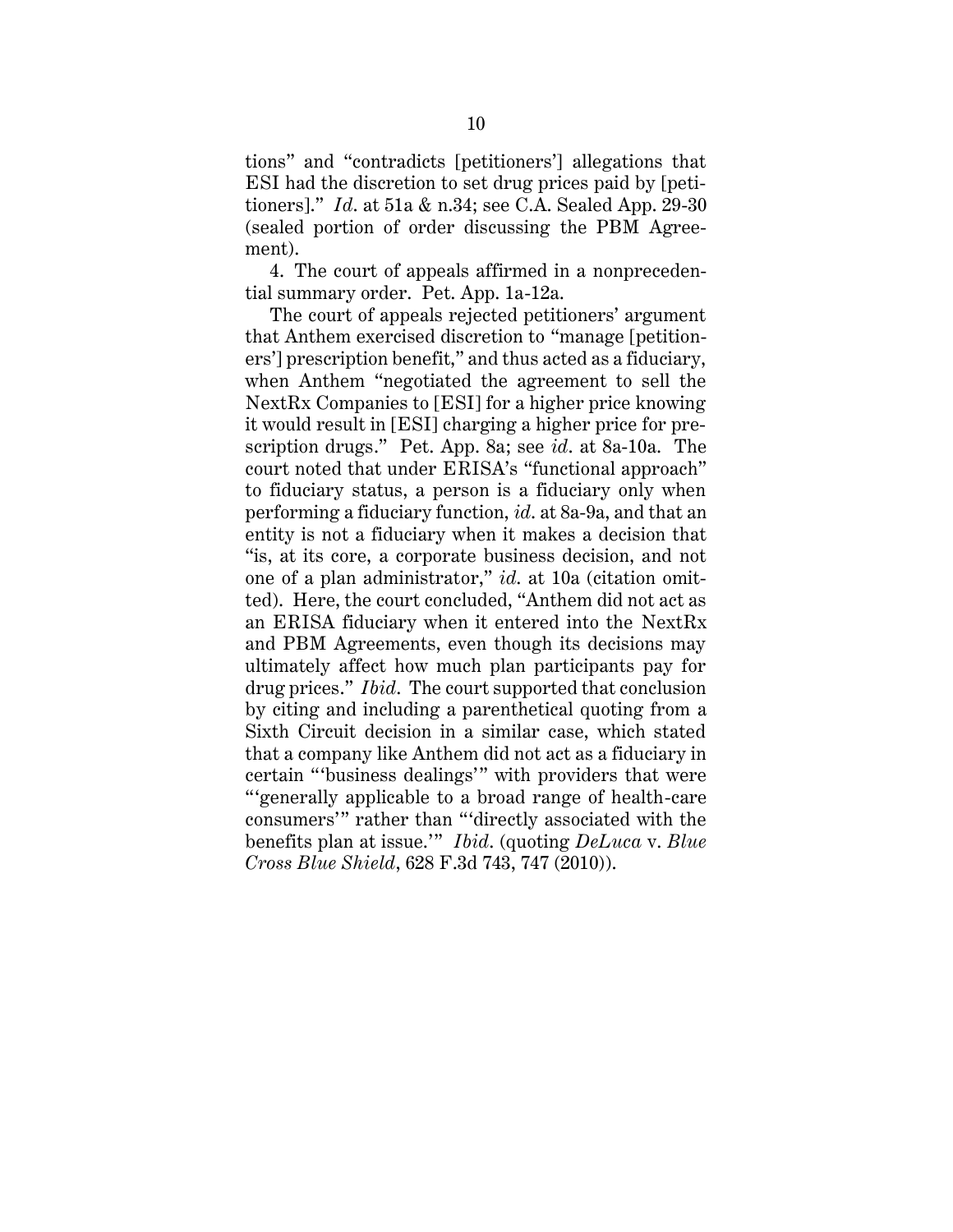tions" and "contradicts [petitioners'] allegations that ESI had the discretion to set drug prices paid by [petitioners]." *Id*. at 51a & n.34; see C.A. Sealed App. 29-30 (sealed portion of order discussing the PBM Agreement).

4. The court of appeals affirmed in a nonprecedential summary order. Pet. App. 1a-12a.

The court of appeals rejected petitioners' argument that Anthem exercised discretion to "manage [petitioners'] prescription benefit," and thus acted as a fiduciary, when Anthem "negotiated the agreement to sell the NextRx Companies to [ESI] for a higher price knowing it would result in [ESI] charging a higher price for prescription drugs." Pet. App. 8a; see *id*. at 8a-10a. The court noted that under ERISA's "functional approach" to fiduciary status, a person is a fiduciary only when performing a fiduciary function, *id*. at 8a-9a, and that an entity is not a fiduciary when it makes a decision that "is, at its core, a corporate business decision, and not one of a plan administrator," *id*. at 10a (citation omitted). Here, the court concluded, "Anthem did not act as an ERISA fiduciary when it entered into the NextRx and PBM Agreements, even though its decisions may ultimately affect how much plan participants pay for drug prices." *Ibid*. The court supported that conclusion by citing and including a parenthetical quoting from a Sixth Circuit decision in a similar case, which stated that a company like Anthem did not act as a fiduciary in certain "'business dealings'" with providers that were "'generally applicable to a broad range of health-care consumers'" rather than "'directly associated with the benefits plan at issue.'" *Ibid*. (quoting *DeLuca* v. *Blue Cross Blue Shield*, 628 F.3d 743, 747 (2010)).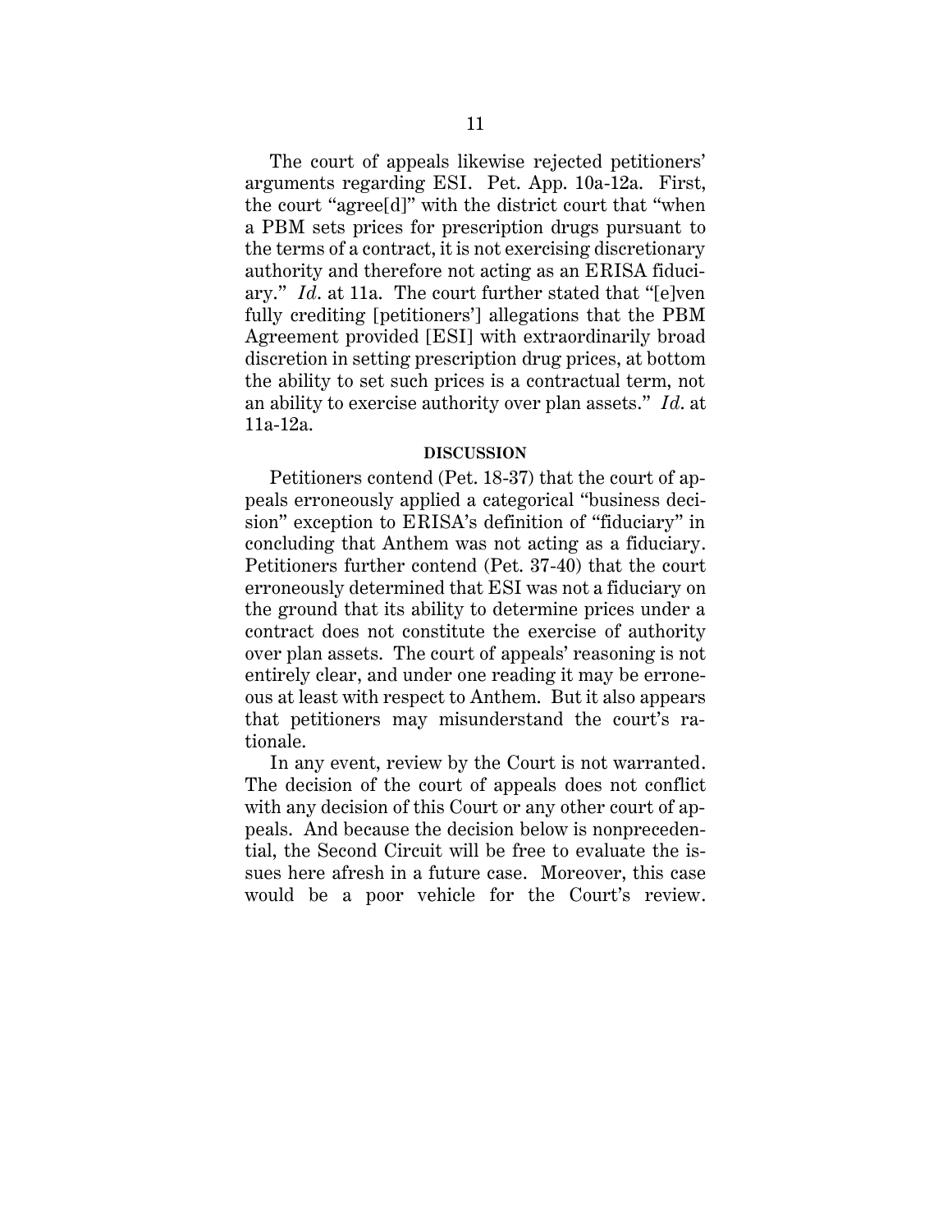The court of appeals likewise rejected petitioners' arguments regarding ESI. Pet. App. 10a-12a. First, the court "agree[d]" with the district court that "when a PBM sets prices for prescription drugs pursuant to the terms of a contract, it is not exercising discretionary authority and therefore not acting as an ERISA fiduciary." *Id.* at 11a. The court further stated that "[e]ven fully crediting [petitioners'] allegations that the PBM Agreement provided [ESI] with extraordinarily broad discretion in setting prescription drug prices, at bottom the ability to set such prices is a contractual term, not an ability to exercise authority over plan assets." *Id.* at 11a-12a.

## DISCUSSION

Petitioners contend (Pet. 18-37) that the court of appeals erroneously applied a categorical "business decision" exception to ERISA's definition of "fiduciary" in concluding that Anthem was not acting as a fiduciary. Petitioners further contend (Pet. 37-40) that the court erroneously determined that ESI was not a fiduciary on the ground that its ability to determine prices under a contract does not constitute the exercise of authority over plan assets. The court of appeals' reasoning is not entirely clear, and under one reading it may be erroneous at least with respect to Anthem. But it also appears that petitioners may misunderstand the court's rationale.

In any event, review by the Court is not warranted. The decision of the court of appeals does not conflict with any decision of this Court or any other court of appeals. And because the decision below is nonprecedential, the Second Circuit will be free to evaluate the issues here afresh in a future case. Moreover, this case would be a poor vehicle for the Court's review.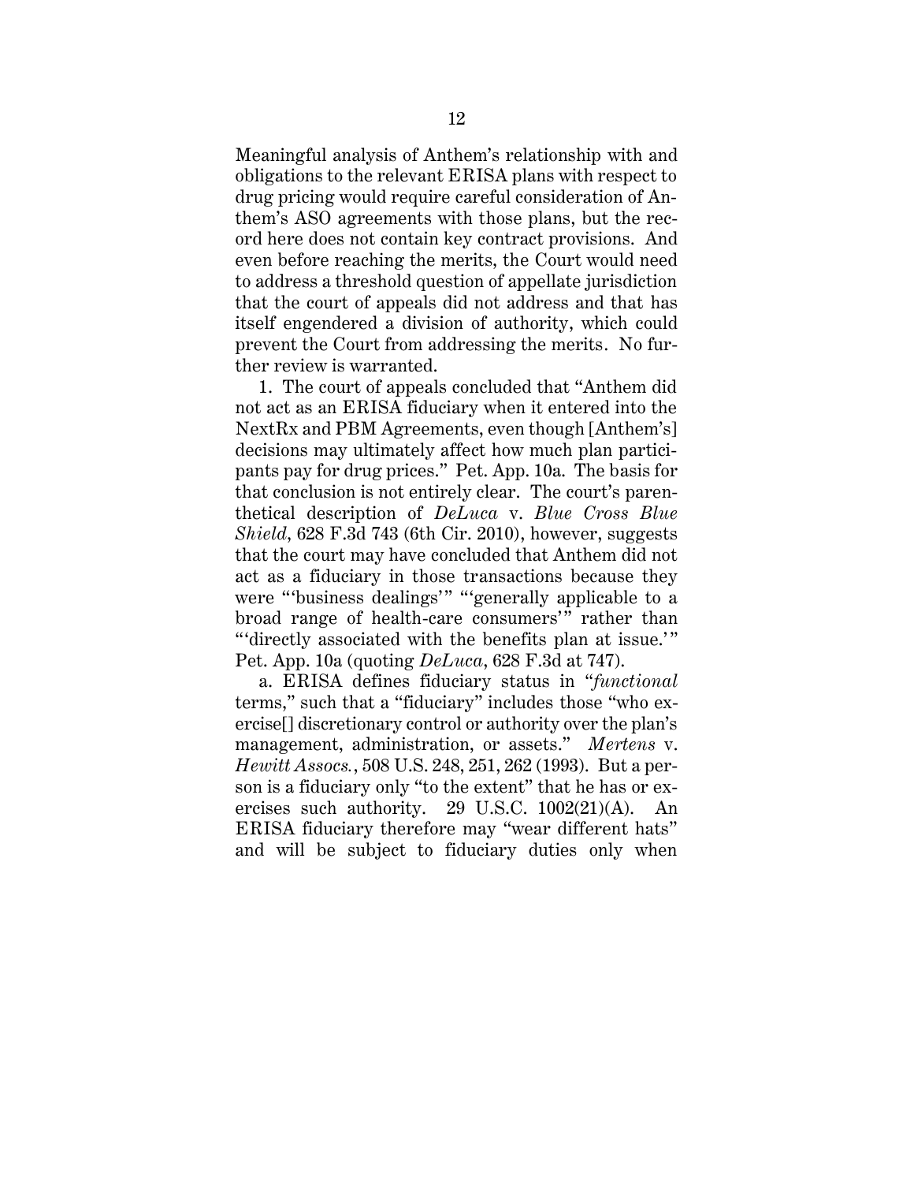Meaningful analysis of Anthem's relationship with and obligations to the relevant ERISA plans with respect to drug pricing would require careful consideration of Anthem's ASO agreements with those plans, but the record here does not contain key contract provisions. And even before reaching the merits, the Court would need to address a threshold question of appellate jurisdiction that the court of appeals did not address and that has itself engendered a division of authority, which could prevent the Court from addressing the merits. No further review is warranted.

1. The court of appeals concluded that "Anthem did not act as an ERISA fiduciary when it entered into the NextRx and PBM Agreements, even though [Anthem's] decisions may ultimately affect how much plan participants pay for drug prices." Pet. App. 10a. The basis for that conclusion is not entirely clear. The court's parenthetical description of *DeLuca* v. *Blue Cross Blue Shield*, 628 F.3d 743 (6th Cir. 2010), however, suggests that the court may have concluded that Anthem did not act as a fiduciary in those transactions because they were "'business dealings'" "'generally applicable to a broad range of health-care consumers'" rather than "'directly associated with the benefits plan at issue.'" Pet. App. 10a (quoting *DeLuca*, 628 F.3d at 747).

a. ERISA defines fiduciary status in "*functional* terms," such that a "fiduciary" includes those "who exercise[] discretionary control or authority over the plan's management, administration, or assets." *Mertens* v. *Hewitt Assocs.*, 508 U.S. 248, 251, 262 (1993). But a person is a fiduciary only "to the extent" that he has or exercises such authority. 29 U.S.C. 1002(21)(A). An ERISA fiduciary therefore may "wear different hats" and will be subject to fiduciary duties only when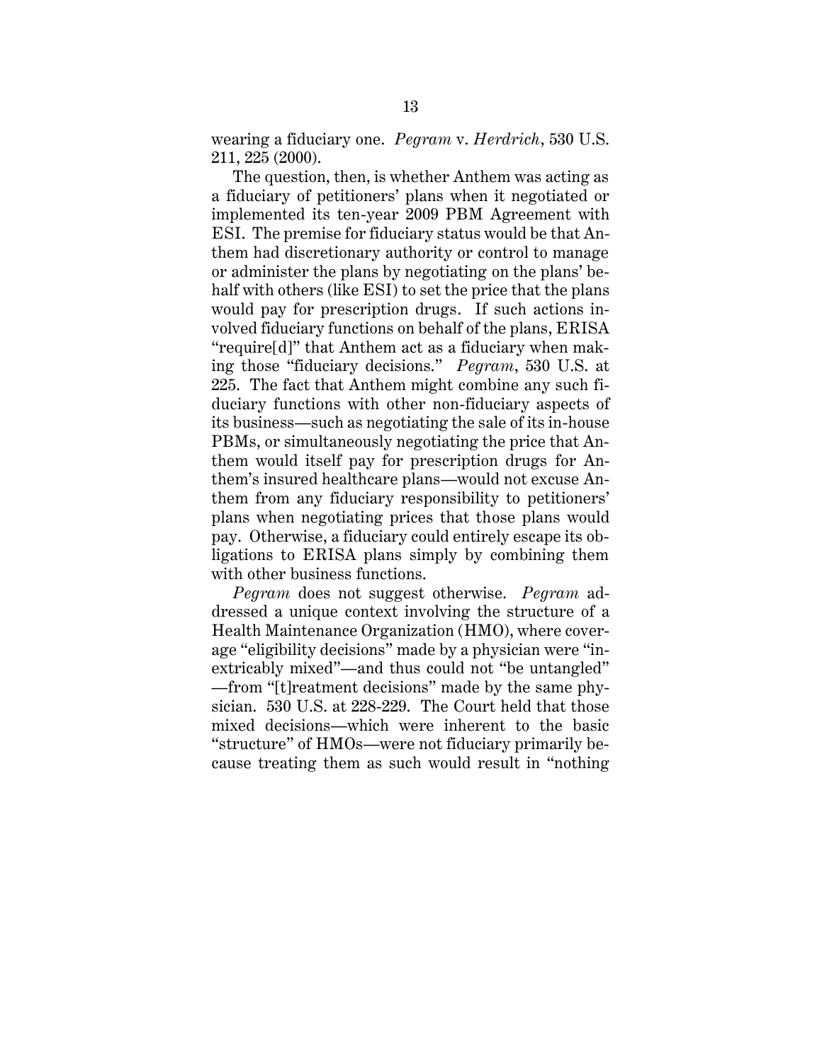wearing a fiduciary one. *Pegram* v. *Herdrich*, 530 U.S. 211, 225 (2000).

The question, then, is whether Anthem was acting as a fiduciary of petitioners' plans when it negotiated or implemented its ten-year 2009 PBM Agreement with ESI. The premise for fiduciary status would be that Anthem had discretionary authority or control to manage or administer the plans by negotiating on the plans' behalf with others (like ESI) to set the price that the plans would pay for prescription drugs. If such actions involved fiduciary functions on behalf of the plans, ERISA "require[d]" that Anthem act as a fiduciary when making those "fiduciary decisions." *Pegram*, 530 U.S. at 225. The fact that Anthem might combine any such fiduciary functions with other non-fiduciary aspects of its business—such as negotiating the sale of its in-house PBMs, or simultaneously negotiating the price that Anthem would itself pay for prescription drugs for Anthem's insured healthcare plans—would not excuse Anthem from any fiduciary responsibility to petitioners' plans when negotiating prices that those plans would pay. Otherwise, a fiduciary could entirely escape its obligations to ERISA plans simply by combining them with other business functions.

*Pegram* does not suggest otherwise. *Pegram* addressed a unique context involving the structure of a Health Maintenance Organization (HMO), where coverage "eligibility decisions" made by a physician were "inextricably mixed"—and thus could not "be untangled" —from "[t]reatment decisions" made by the same physician. 530 U.S. at 228-229. The Court held that those mixed decisions—which were inherent to the basic "structure" of HMOs—were not fiduciary primarily because treating them as such would result in "nothing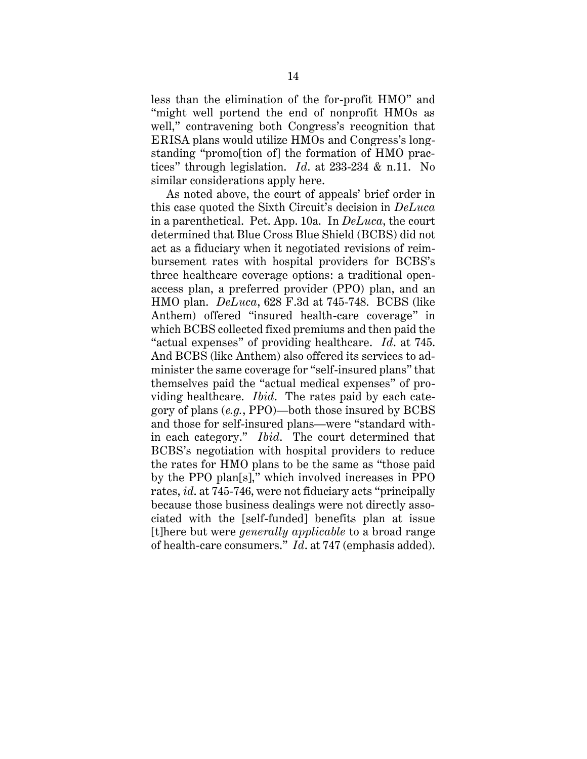less than the elimination of the for-profit HMO" and "might well portend the end of nonprofit HMOs as well," contravening both Congress's recognition that ERISA plans would utilize HMOs and Congress's long-standing "promo[tion of] the formation of HMO practices" through legislation. *Id.* at 233-234 & n.11. No similar considerations apply here.

As noted above, the court of appeals' brief order in this case quoted the Sixth Circuit's decision in *DeLuca* in a parenthetical. Pet. App. 10a. In *DeLuca*, the court determined that Blue Cross Blue Shield (BCBS) did not act as a fiduciary when it negotiated revisions of reimbursement rates with hospital providers for BCBS's three healthcare coverage options: a traditional open-access plan, a preferred provider (PPO) plan, and an HMO plan. *DeLuca*, 628 F.3d at 745-748. BCBS (like Anthem) offered "insured health-care coverage" in which BCBS collected fixed premiums and then paid the "actual expenses" of providing healthcare. *Id.* at 745. And BCBS (like Anthem) also offered its services to administer the same coverage for "self-insured plans" that themselves paid the "actual medical expenses" of providing healthcare. *Ibid.* The rates paid by each category of plans (*e.g.*, PPO)—both those insured by BCBS and those for self-insured plans—were "standard within each category." *Ibid.* The court determined that BCBS's negotiation with hospital providers to reduce the rates for HMO plans to be the same as "those paid by the PPO plan[s]," which involved increases in PPO rates, *id.* at 745-746, were not fiduciary acts "principally because those business dealings were not directly associated with the [self-funded] benefits plan at issue [t]here but were *generally applicable* to a broad range of health-care consumers." *Id.* at 747 (emphasis added).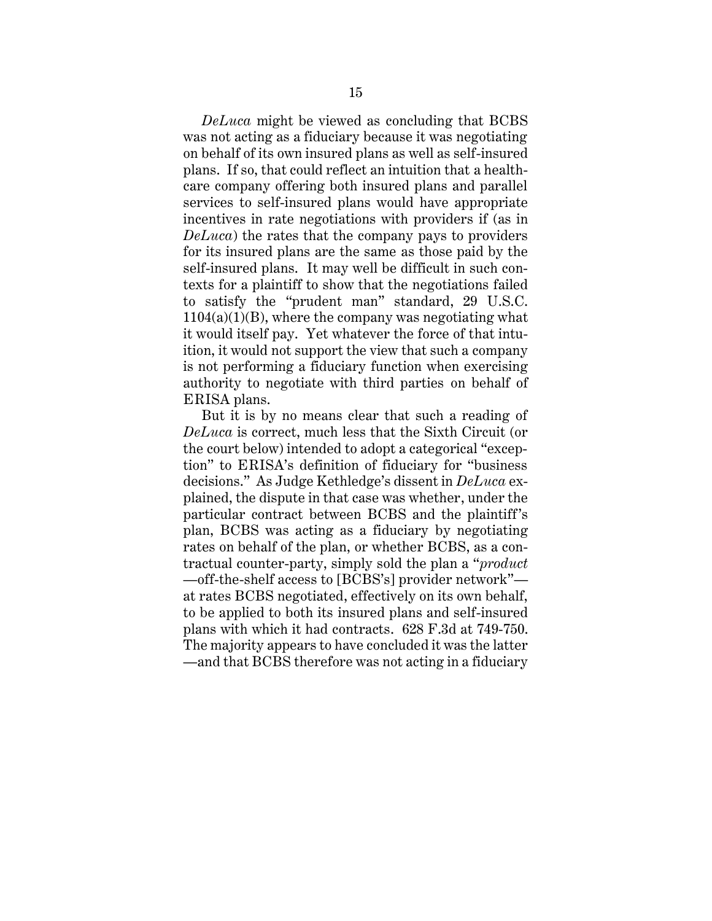*DeLuca* might be viewed as concluding that BCBS was not acting as a fiduciary because it was negotiating on behalf of its own insured plans as well as self-insured plans. If so, that could reflect an intuition that a healthcare company offering both insured plans and parallel services to self-insured plans would have appropriate incentives in rate negotiations with providers if (as in *DeLuca*) the rates that the company pays to providers for its insured plans are the same as those paid by the self-insured plans. It may well be difficult in such contexts for a plaintiff to show that the negotiations failed to satisfy the "prudent man" standard, 29 U.S.C. 1104(a)(1)(B), where the company was negotiating what it would itself pay. Yet whatever the force of that intuition, it would not support the view that such a company is not performing a fiduciary function when exercising authority to negotiate with third parties on behalf of ERISA plans.

But it is by no means clear that such a reading of *DeLuca* is correct, much less that the Sixth Circuit (or the court below) intended to adopt a categorical "exception" to ERISA's definition of fiduciary for "business decisions." As Judge Kethledge's dissent in *DeLuca* explained, the dispute in that case was whether, under the particular contract between BCBS and the plaintiff's plan, BCBS was acting as a fiduciary by negotiating rates on behalf of the plan, or whether BCBS, as a contractual counter-party, simply sold the plan a "*product* —off-the-shelf access to [BCBS's] provider network"— at rates BCBS negotiated, effectively on its own behalf, to be applied to both its insured plans and self-insured plans with which it had contracts. 628 F.3d at 749-750. The majority appears to have concluded it was the latter —and that BCBS therefore was not acting in a fiduciary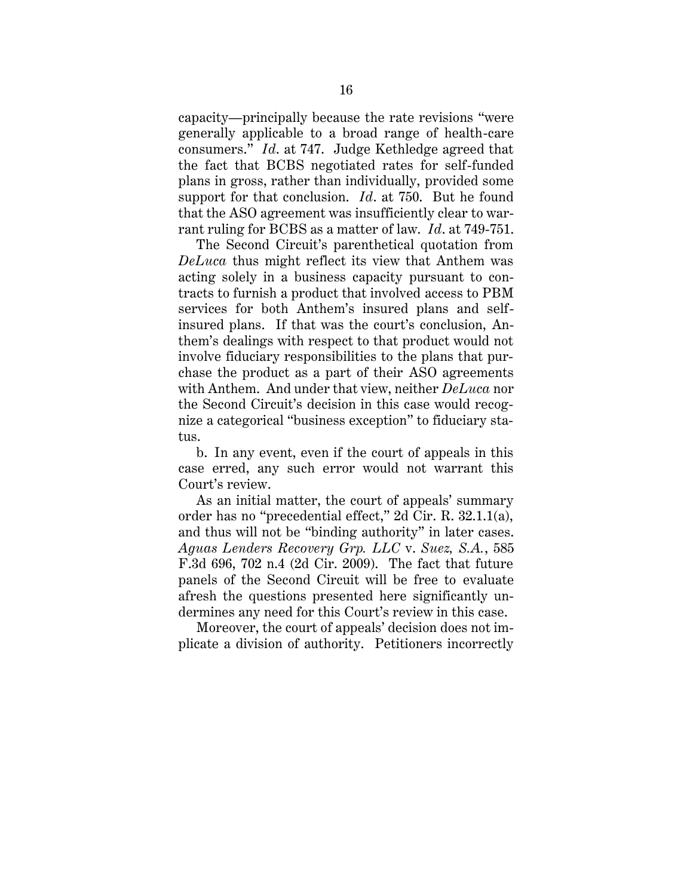capacity—principally because the rate revisions "were generally applicable to a broad range of health-care consumers." *Id*. at 747. Judge Kethledge agreed that the fact that BCBS negotiated rates for self-funded plans in gross, rather than individually, provided some support for that conclusion. *Id*. at 750. But he found that the ASO agreement was insufficiently clear to warrant ruling for BCBS as a matter of law. *Id*. at 749-751.

The Second Circuit's parenthetical quotation from *DeLuca* thus might reflect its view that Anthem was acting solely in a business capacity pursuant to contracts to furnish a product that involved access to PBM services for both Anthem's insured plans and self-insured plans. If that was the court's conclusion, Anthem's dealings with respect to that product would not involve fiduciary responsibilities to the plans that purchase the product as a part of their ASO agreements with Anthem. And under that view, neither *DeLuca* nor the Second Circuit's decision in this case would recognize a categorical "business exception" to fiduciary status.

b. In any event, even if the court of appeals in this case erred, any such error would not warrant this Court's review.

As an initial matter, the court of appeals' summary order has no "precedential effect," 2d Cir. R. 32.1.1(a), and thus will not be "binding authority" in later cases. *Aguas Lenders Recovery Grp. LLC* v. *Suez, S.A.*, 585 F.3d 696, 702 n.4 (2d Cir. 2009). The fact that future panels of the Second Circuit will be free to evaluate afresh the questions presented here significantly undermines any need for this Court's review in this case.

Moreover, the court of appeals' decision does not implicate a division of authority. Petitioners incorrectly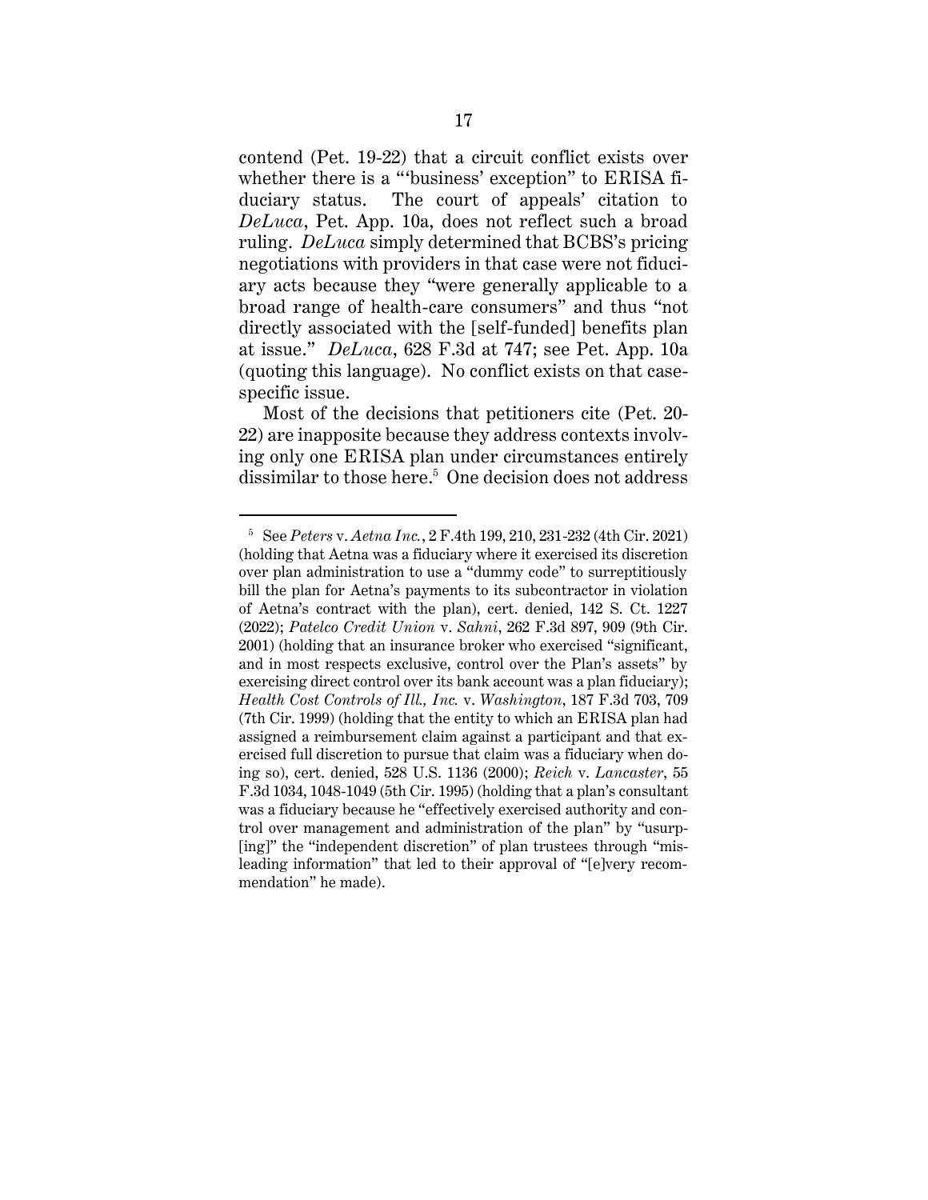contend (Pet. 19-22) that a circuit conflict exists over whether there is a "'business' exception" to ERISA fiduciary status. The court of appeals' citation to *DeLuca*, Pet. App. 10a, does not reflect such a broad ruling. *DeLuca* simply determined that BCBS's pricing negotiations with providers in that case were not fiduciary acts because they "were generally applicable to a broad range of health-care consumers" and thus "not directly associated with the [self-funded] benefits plan at issue." *DeLuca*, 628 F.3d at 747; see Pet. App. 10a (quoting this language). No conflict exists on that case-specific issue.

Most of the decisions that petitioners cite (Pet. 20-22) are inapposite because they address contexts involving only one ERISA plan under circumstances entirely dissimilar to those here.[5] One decision does not address

---

[5] See *Peters* v. *Aetna Inc.*, 2 F.4th 199, 210, 231-232 (4th Cir. 2021) (holding that Aetna was a fiduciary where it exercised its discretion over plan administration to use a "dummy code" to surreptitiously bill the plan for Aetna's payments to its subcontractor in violation of Aetna's contract with the plan), cert. denied, 142 S. Ct. 1227 (2022); *Patelco Credit Union* v. *Sahni*, 262 F.3d 897, 909 (9th Cir. 2001) (holding that an insurance broker who exercised "significant, and in most respects exclusive, control over the Plan's assets" by exercising direct control over its bank account was a plan fiduciary); *Health Cost Controls of Ill., Inc.* v. *Washington*, 187 F.3d 703, 709 (7th Cir. 1999) (holding that the entity to which an ERISA plan had assigned a reimbursement claim against a participant and that exercised full discretion to pursue that claim was a fiduciary when doing so), cert. denied, 528 U.S. 1136 (2000); *Reich* v. *Lancaster*, 55 F.3d 1034, 1048-1049 (5th Cir. 1995) (holding that a plan's consultant was a fiduciary because he "effectively exercised authority and control over management and administration of the plan" by "usurp[ing]" the "independent discretion" of plan trustees through "misleading information" that led to their approval of "[e]very recommendation" he made).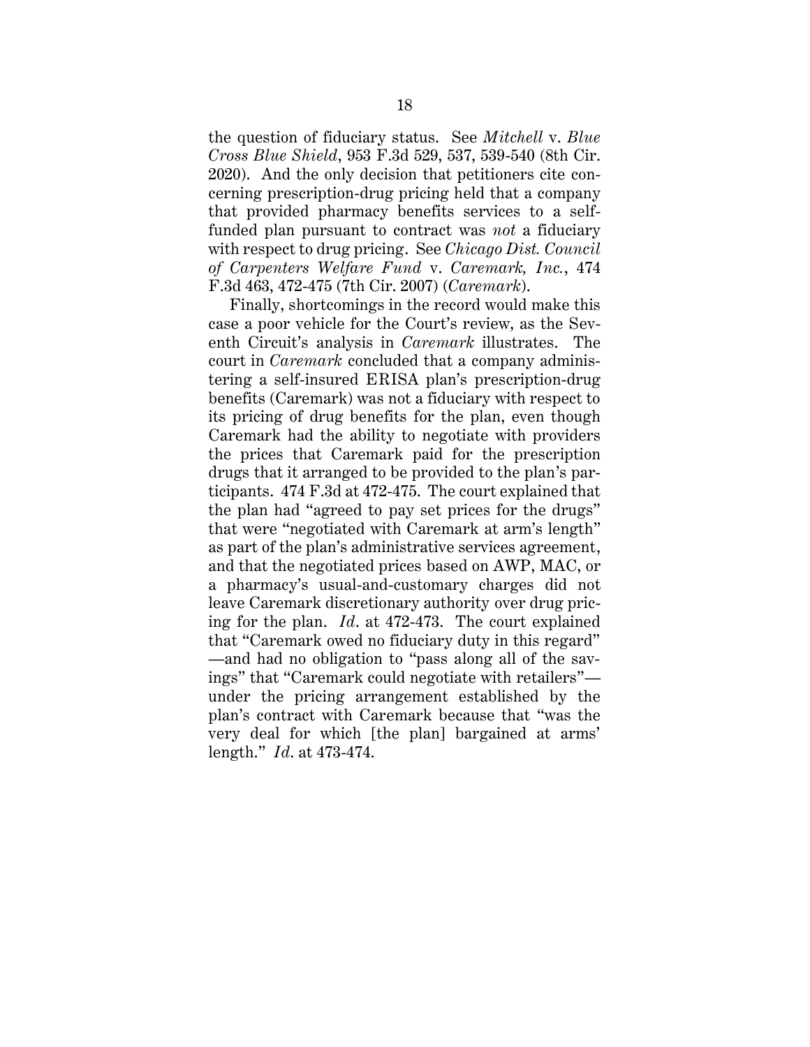the question of fiduciary status. See *Mitchell* v. *Blue Cross Blue Shield*, 953 F.3d 529, 537, 539-540 (8th Cir. 2020). And the only decision that petitioners cite concerning prescription-drug pricing held that a company that provided pharmacy benefits services to a self-funded plan pursuant to contract was *not* a fiduciary with respect to drug pricing. See *Chicago Dist. Council of Carpenters Welfare Fund* v. *Caremark, Inc.*, 474 F.3d 463, 472-475 (7th Cir. 2007) (*Caremark*).

Finally, shortcomings in the record would make this case a poor vehicle for the Court's review, as the Seventh Circuit's analysis in *Caremark* illustrates. The court in *Caremark* concluded that a company administering a self-insured ERISA plan's prescription-drug benefits (Caremark) was not a fiduciary with respect to its pricing of drug benefits for the plan, even though Caremark had the ability to negotiate with providers the prices that Caremark paid for the prescription drugs that it arranged to be provided to the plan's participants. 474 F.3d at 472-475. The court explained that the plan had "agreed to pay set prices for the drugs" that were "negotiated with Caremark at arm's length" as part of the plan's administrative services agreement, and that the negotiated prices based on AWP, MAC, or a pharmacy's usual-and-customary charges did not leave Caremark discretionary authority over drug pricing for the plan. *Id*. at 472-473. The court explained that "Caremark owed no fiduciary duty in this regard" —and had no obligation to "pass along all of the savings" that "Caremark could negotiate with retailers"— under the pricing arrangement established by the plan's contract with Caremark because that "was the very deal for which [the plan] bargained at arms' length." *Id*. at 473-474.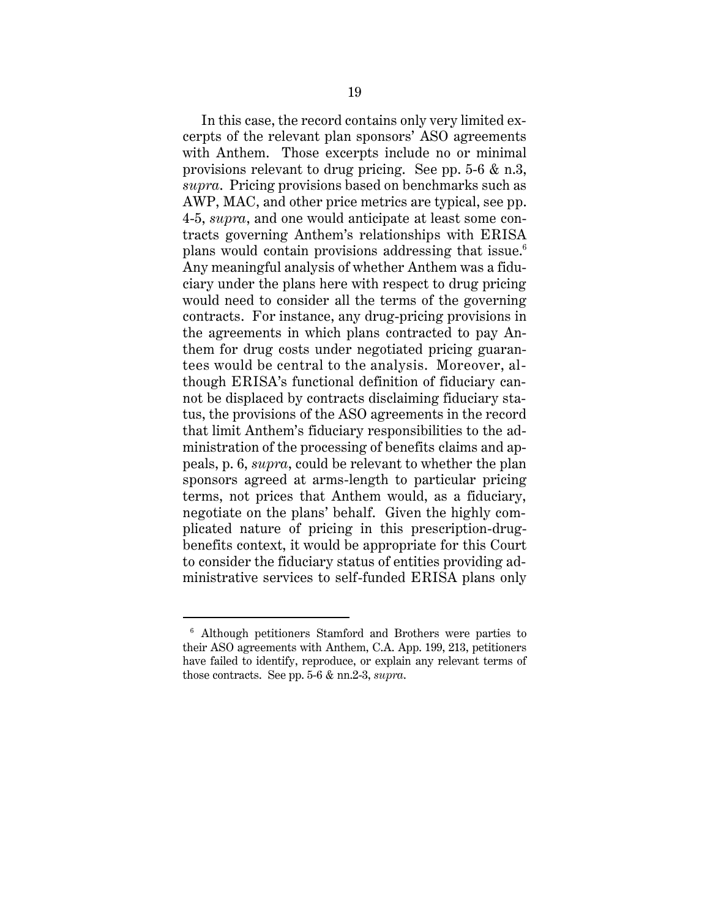In this case, the record contains only very limited excerpts of the relevant plan sponsors' ASO agreements with Anthem. Those excerpts include no or minimal provisions relevant to drug pricing. See pp. 5-6 & n.3, *supra*. Pricing provisions based on benchmarks such as AWP, MAC, and other price metrics are typical, see pp. 4-5, *supra*, and one would anticipate at least some contracts governing Anthem's relationships with ERISA plans would contain provisions addressing that issue.[6] Any meaningful analysis of whether Anthem was a fiduciary under the plans here with respect to drug pricing would need to consider all the terms of the governing contracts. For instance, any drug-pricing provisions in the agreements in which plans contracted to pay Anthem for drug costs under negotiated pricing guarantees would be central to the analysis. Moreover, although ERISA's functional definition of fiduciary cannot be displaced by contracts disclaiming fiduciary status, the provisions of the ASO agreements in the record that limit Anthem's fiduciary responsibilities to the administration of the processing of benefits claims and appeals, p. 6, *supra*, could be relevant to whether the plan sponsors agreed at arms-length to particular pricing terms, not prices that Anthem would, as a fiduciary, negotiate on the plans' behalf. Given the highly complicated nature of pricing in this prescription-drug-benefits context, it would be appropriate for this Court to consider the fiduciary status of entities providing administrative services to self-funded ERISA plans only

---

[6] Although petitioners Stamford and Brothers were parties to their ASO agreements with Anthem, C.A. App. 199, 213, petitioners have failed to identify, reproduce, or explain any relevant terms of those contracts. See pp. 5-6 & nn.2-3, *supra*.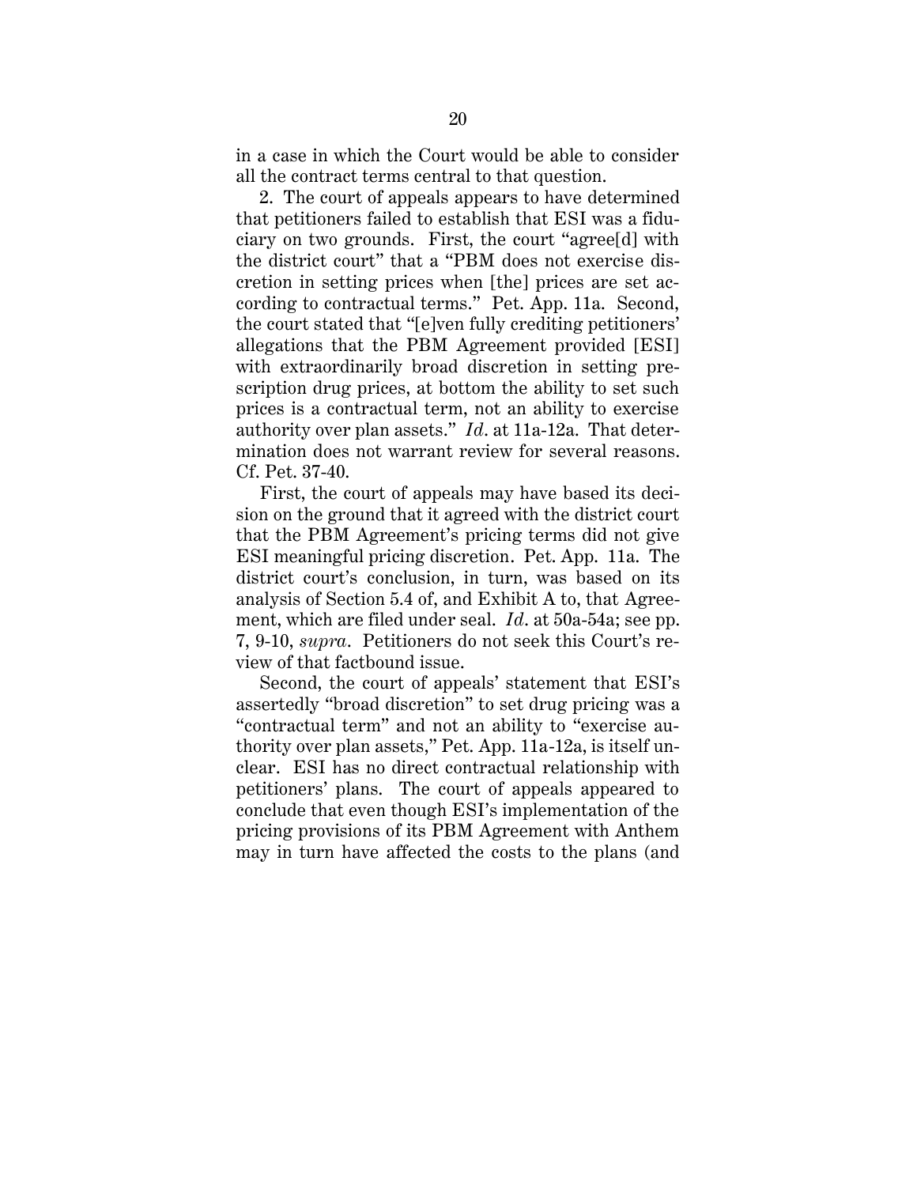in a case in which the Court would be able to consider all the contract terms central to that question.

2. The court of appeals appears to have determined that petitioners failed to establish that ESI was a fiduciary on two grounds. First, the court "agree[d] with the district court" that a "PBM does not exercise discretion in setting prices when [the] prices are set according to contractual terms." Pet. App. 11a. Second, the court stated that "[e]ven fully crediting petitioners' allegations that the PBM Agreement provided [ESI] with extraordinarily broad discretion in setting prescription drug prices, at bottom the ability to set such prices is a contractual term, not an ability to exercise authority over plan assets." *Id.* at 11a-12a. That determination does not warrant review for several reasons. Cf. Pet. 37-40.

First, the court of appeals may have based its decision on the ground that it agreed with the district court that the PBM Agreement's pricing terms did not give ESI meaningful pricing discretion. Pet. App. 11a. The district court's conclusion, in turn, was based on its analysis of Section 5.4 of, and Exhibit A to, that Agreement, which are filed under seal. *Id.* at 50a-54a; see pp. 7, 9-10, *supra*. Petitioners do not seek this Court's review of that factbound issue.

Second, the court of appeals' statement that ESI's assertedly "broad discretion" to set drug pricing was a "contractual term" and not an ability to "exercise authority over plan assets," Pet. App. 11a-12a, is itself unclear. ESI has no direct contractual relationship with petitioners' plans. The court of appeals appeared to conclude that even though ESI's implementation of the pricing provisions of its PBM Agreement with Anthem may in turn have affected the costs to the plans (and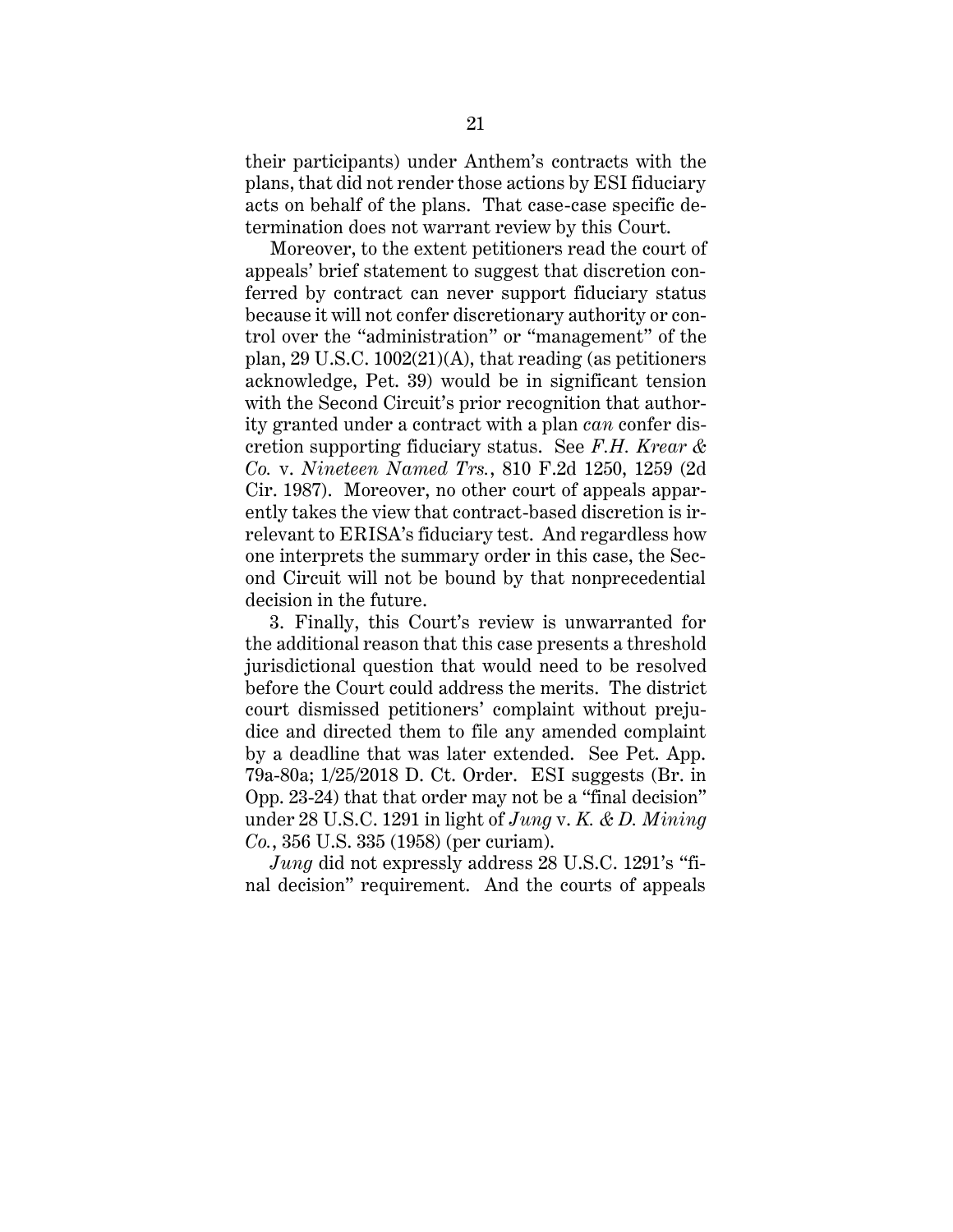their participants) under Anthem's contracts with the plans, that did not render those actions by ESI fiduciary acts on behalf of the plans. That case-case specific determination does not warrant review by this Court.

Moreover, to the extent petitioners read the court of appeals' brief statement to suggest that discretion conferred by contract can never support fiduciary status because it will not confer discretionary authority or control over the "administration" or "management" of the plan, 29 U.S.C. 1002(21)(A), that reading (as petitioners acknowledge, Pet. 39) would be in significant tension with the Second Circuit's prior recognition that authority granted under a contract with a plan *can* confer discretion supporting fiduciary status. See *F.H. Krear & Co.* v. *Nineteen Named Trs.*, 810 F.2d 1250, 1259 (2d Cir. 1987). Moreover, no other court of appeals apparently takes the view that contract-based discretion is irrelevant to ERISA's fiduciary test. And regardless how one interprets the summary order in this case, the Second Circuit will not be bound by that nonprecedential decision in the future.

3. Finally, this Court's review is unwarranted for the additional reason that this case presents a threshold jurisdictional question that would need to be resolved before the Court could address the merits. The district court dismissed petitioners' complaint without prejudice and directed them to file any amended complaint by a deadline that was later extended. See Pet. App. 79a-80a; 1/25/2018 D. Ct. Order. ESI suggests (Br. in Opp. 23-24) that that order may not be a "final decision" under 28 U.S.C. 1291 in light of *Jung* v. *K. & D. Mining Co.*, 356 U.S. 335 (1958) (per curiam).

*Jung* did not expressly address 28 U.S.C. 1291's "final decision" requirement. And the courts of appeals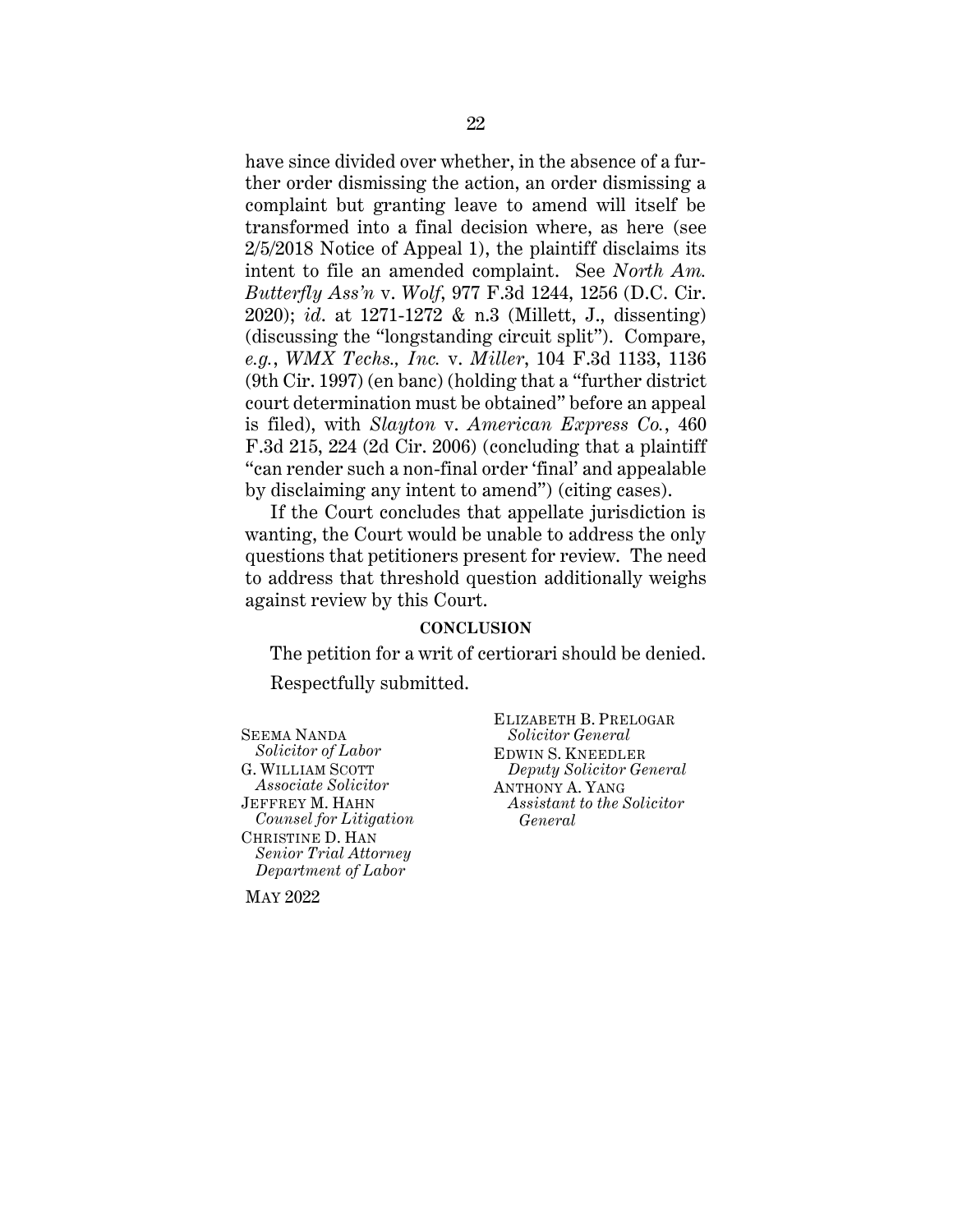have since divided over whether, in the absence of a further order dismissing the action, an order dismissing a complaint but granting leave to amend will itself be transformed into a final decision where, as here (see 2/5/2018 Notice of Appeal 1), the plaintiff disclaims its intent to file an amended complaint. See *North Am. Butterfly Ass'n* v. *Wolf*, 977 F.3d 1244, 1256 (D.C. Cir. 2020); *id.* at 1271-1272 & n.3 (Millett, J., dissenting) (discussing the "longstanding circuit split"). Compare, *e.g.*, *WMX Techs., Inc.* v. *Miller*, 104 F.3d 1133, 1136 (9th Cir. 1997) (en banc) (holding that a "further district court determination must be obtained" before an appeal is filed), with *Slayton* v. *American Express Co.*, 460 F.3d 215, 224 (2d Cir. 2006) (concluding that a plaintiff "can render such a non-final order 'final' and appealable by disclaiming any intent to amend") (citing cases).

If the Court concludes that appellate jurisdiction is wanting, the Court would be unable to address the only questions that petitioners present for review. The need to address that threshold question additionally weighs against review by this Court.

## CONCLUSION

The petition for a writ of certiorari should be denied.

Respectfully submitted.

ELIZABETH B. PRELOGAR
*Solicitor General*
EDWIN S. KNEEDLER
*Deputy Solicitor General*
ANTHONY A. YANG
*Assistant to the Solicitor General*

SEEMA NANDA
*Solicitor of Labor*
G. WILLIAM SCOTT
*Associate Solicitor*
JEFFREY M. HAHN
*Counsel for Litigation*
CHRISTINE D. HAN
*Senior Trial Attorney*
*Department of Labor*

MAY 2022